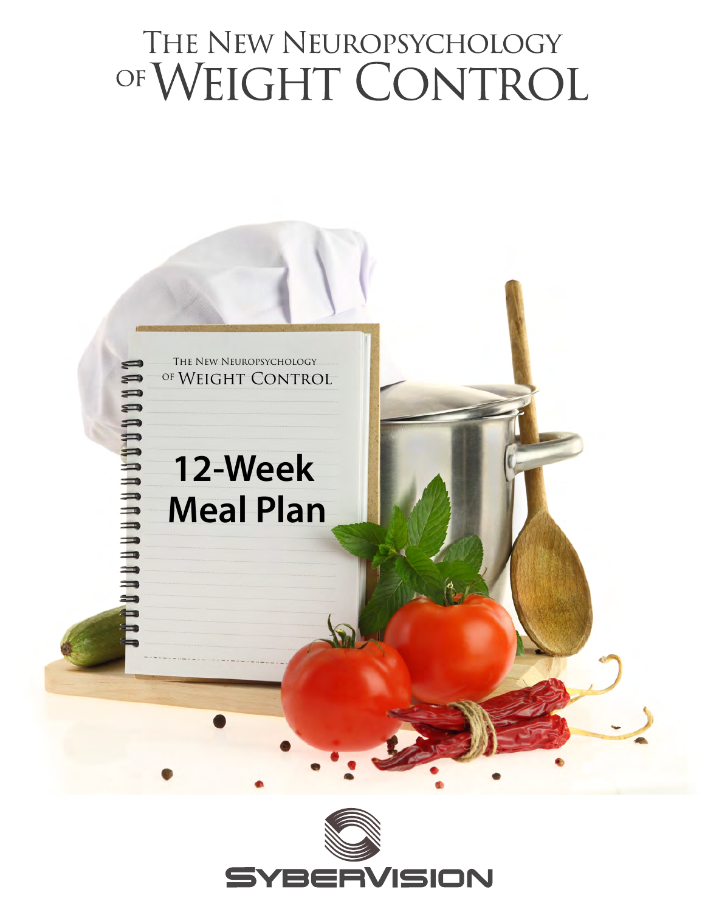# The New Neuropsychology of Weight Control

The New Neuropsychology of Weight Control

## 12-Week Meal Plan

SyberVision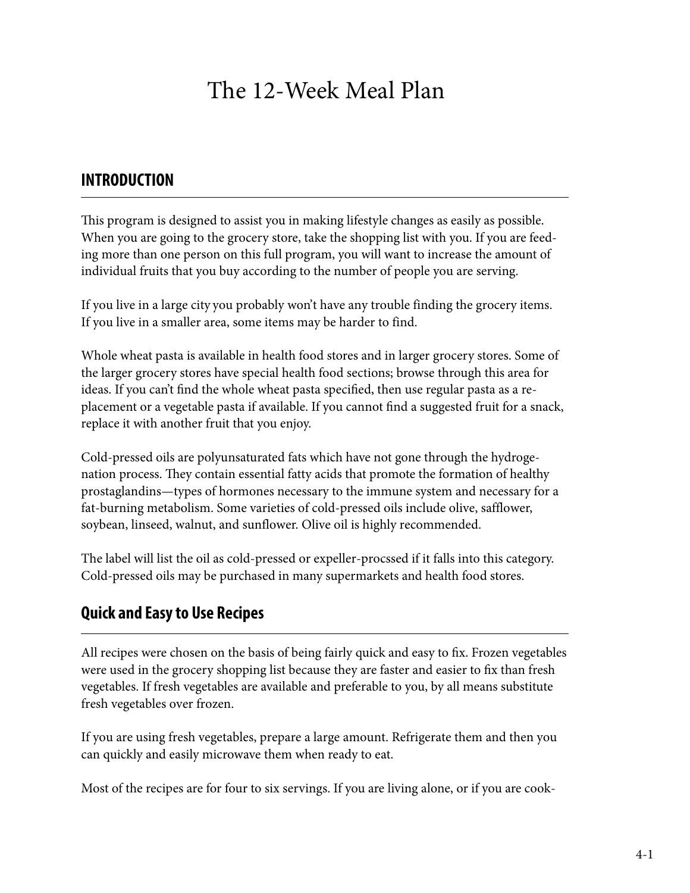# The 12-Week Meal Plan

## INTRODUCTION

This program is designed to assist you in making lifestyle changes as easily as possible. When you are going to the grocery store, take the shopping list with you. If you are feeding more than one person on this full program, you will want to increase the amount of individual fruits that you buy according to the number of people you are serving.

If you live in a large city you probably won't have any trouble finding the grocery items. If you live in a smaller area, some items may be harder to find.

Whole wheat pasta is available in health food stores and in larger grocery stores. Some of the larger grocery stores have special health food sections; browse through this area for ideas. If you can't find the whole wheat pasta specified, then use regular pasta as a replacement or a vegetable pasta if available. If you cannot find a suggested fruit for a snack, replace it with another fruit that you enjoy.

Cold-pressed oils are polyunsaturated fats which have not gone through the hydrogenation process. They contain essential fatty acids that promote the formation of healthy prostaglandins—types of hormones necessary to the immune system and necessary for a fat-burning metabolism. Some varieties of cold-pressed oils include olive, safflower, soybean, linseed, walnut, and sunflower. Olive oil is highly recommended.

The label will list the oil as cold-pressed or expeller-procssed if it falls into this category. Cold-pressed oils may be purchased in many supermarkets and health food stores.

## Quick and Easy to Use Recipes

All recipes were chosen on the basis of being fairly quick and easy to fix. Frozen vegetables were used in the grocery shopping list because they are faster and easier to fix than fresh vegetables. If fresh vegetables are available and preferable to you, by all means substitute fresh vegetables over frozen.

If you are using fresh vegetables, prepare a large amount. Refrigerate them and then you can quickly and easily microwave them when ready to eat.

Most of the recipes are for four to six servings. If you are living alone, or if you are cook-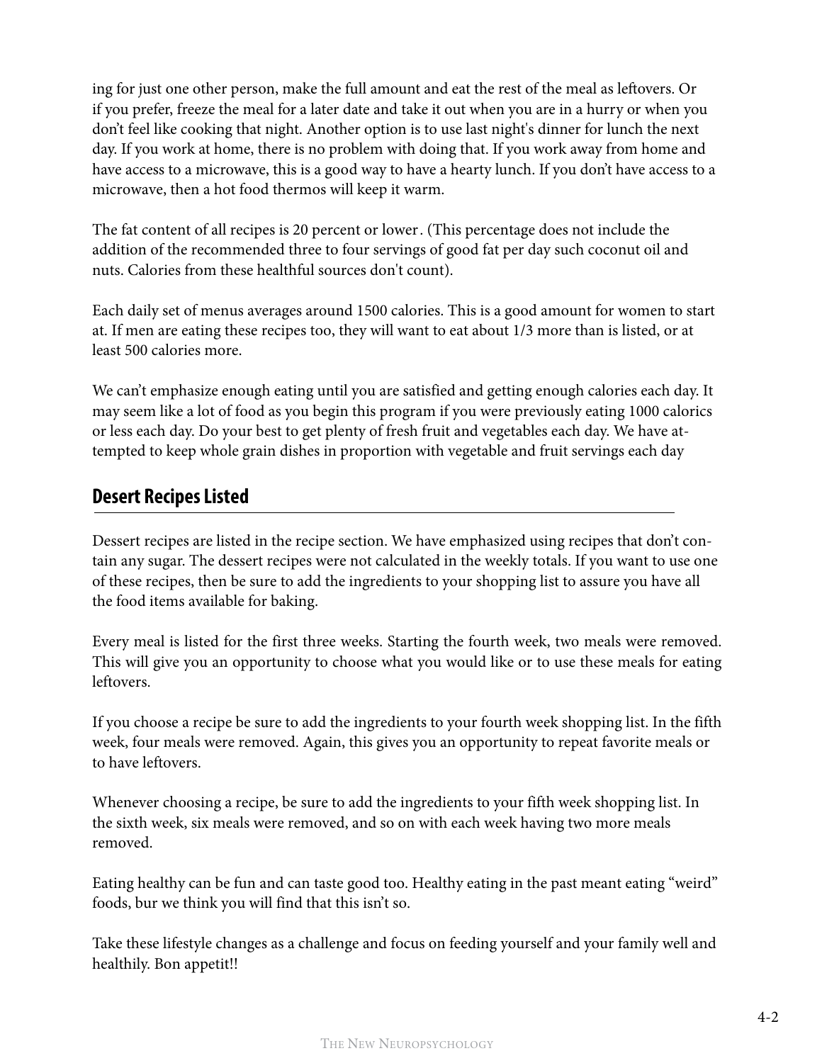ing for just one other person, make the full amount and eat the rest of the meal as leftovers. Or if you prefer, freeze the meal for a later date and take it out when you are in a hurry or when you don't feel like cooking that night. Another option is to use last night's dinner for lunch the next day. If you work at home, there is no problem with doing that. If you work away from home and have access to a microwave, this is a good way to have a hearty lunch. If you don't have access to a microwave, then a hot food thermos will keep it warm.

The fat content of all recipes is 20 percent or lower. (This percentage does not include the addition of the recommended three to four servings of good fat per day such coconut oil and nuts. Calories from these healthful sources don't count).

Each daily set of menus averages around 1500 calories. This is a good amount for women to start at. If men are eating these recipes too, they will want to eat about 1/3 more than is listed, or at least 500 calories more.

We can't emphasize enough eating until you are satisfied and getting enough calories each day. It may seem like a lot of food as you begin this program if you were previously eating 1000 calorics or less each day. Do your best to get plenty of fresh fruit and vegetables each day. We have attempted to keep whole grain dishes in proportion with vegetable and fruit servings each day

## Desert Recipes Listed

Dessert recipes are listed in the recipe section. We have emphasized using recipes that don't contain any sugar. The dessert recipes were not calculated in the weekly totals. If you want to use one of these recipes, then be sure to add the ingredients to your shopping list to assure you have all the food items available for baking.

Every meal is listed for the first three weeks. Starting the fourth week, two meals were removed. This will give you an opportunity to choose what you would like or to use these meals for eating leftovers.

If you choose a recipe be sure to add the ingredients to your fourth week shopping list. In the fifth week, four meals were removed. Again, this gives you an opportunity to repeat favorite meals or to have leftovers.

Whenever choosing a recipe, be sure to add the ingredients to your fifth week shopping list. In the sixth week, six meals were removed, and so on with each week having two more meals removed.

Eating healthy can be fun and can taste good too. Healthy eating in the past meant eating "weird" foods, bur we think you will find that this isn't so.

Take these lifestyle changes as a challenge and focus on feeding yourself and your family well and healthily. Bon appetit!!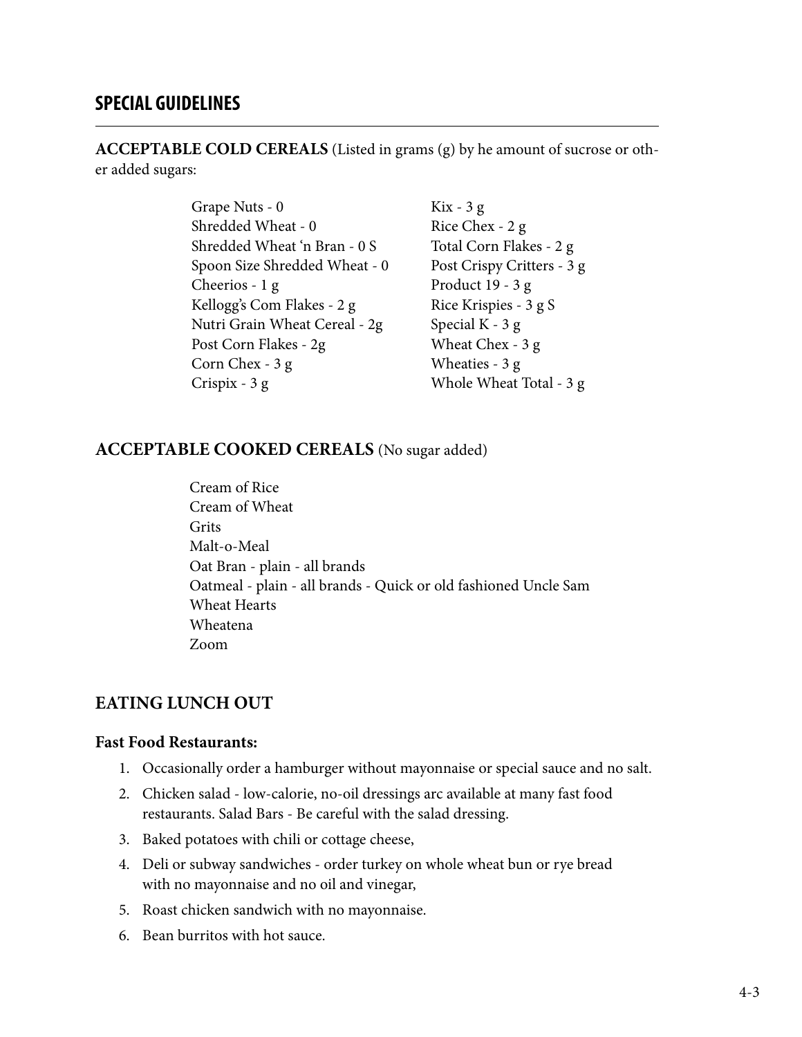## SPECIAL GUIDELINES

**ACCEPTABLE COLD CEREALS** (Listed in grams (g) by he amount of sucrose or other added sugars:

Grape Nuts - 0
Shredded Wheat - 0
Shredded Wheat 'n Bran - 0 S
Spoon Size Shredded Wheat - 0
Cheerios - 1 g
Kellogg's Com Flakes - 2 g
Nutri Grain Wheat Cereal - 2g
Post Corn Flakes - 2g
Corn Chex - 3 g
Crispix - 3 g
Kix - 3 g
Rice Chex - 2 g
Total Corn Flakes - 2 g
Post Crispy Critters - 3 g
Product 19 - 3 g
Rice Krispies - 3 g S
Special K - 3 g
Wheat Chex - 3 g
Wheaties - 3 g
Whole Wheat Total - 3 g

**ACCEPTABLE COOKED CEREALS** (No sugar added)

Cream of Rice
Cream of Wheat
Grits
Malt-o-Meal
Oat Bran - plain - all brands
Oatmeal - plain - all brands - Quick or old fashioned Uncle Sam
Wheat Hearts
Wheatena
Zoom

**EATING LUNCH OUT**

**Fast Food Restaurants:**

1. Occasionally order a hamburger without mayonnaise or special sauce and no salt.
2. Chicken salad - low-calorie, no-oil dressings arc available at many fast food restaurants. Salad Bars - Be careful with the salad dressing.
3. Baked potatoes with chili or cottage cheese,
4. Deli or subway sandwiches - order turkey on whole wheat bun or rye bread with no mayonnaise and no oil and vinegar,
5. Roast chicken sandwich with no mayonnaise.
6. Bean burritos with hot sauce.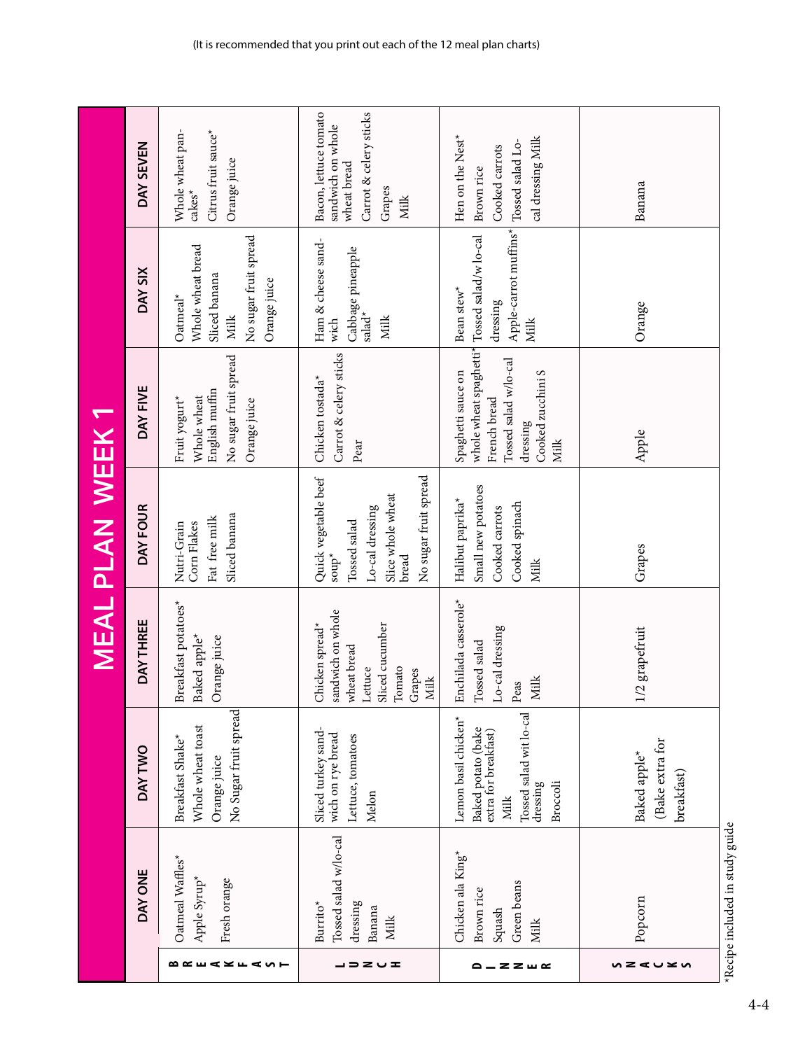(It is recommended that you print out each of the 12 meal plan charts)

# MEAL PLAN WEEK 1

| | DAY ONE | DAY TWO | DAY THREE | DAY FOUR | DAY FIVE | DAY SIX | DAY SEVEN |
|---|---|---|---|---|---|---|---|
| BREAKFAST | Oatmeal Waffles*<br>Apple Syrup*<br>Fresh orange | Breakfast Shake*<br>Whole wheat toast<br>Orange juice<br>No Sugar fruit spread | Breakfast potatoes*<br>Baked apple*<br>Orange juice | Nutri-Grain Corn Flakes<br>Fat free milk<br>Sliced banana | Fruit yogurt*<br>Whole wheat English muffin<br>No sugar fruit spread<br>Orange juice | Oatmeal*<br>Whole wheat bread<br>Sliced banana<br>Milk<br>No sugar fruit spread<br>Orange juice | Whole wheat pancakes*<br>Citrus fruit sauce*<br>Orange juice |
| LUNCH | Burrito*<br>Tossed salad w/lo-cal dressing<br>Banana<br>Milk | Sliced turkey sandwich on rye bread<br>Lettuce, tomatoes<br>Melon | Chicken spread* sandwich on whole wheat bread<br>Lettuce<br>Sliced cucumber<br>Tomato<br>Grapes<br>Milk | Quick vegetable beef soup*<br>Tossed salad<br>Lo-cal dressing<br>Slice whole wheat bread<br>No sugar fruit spread | Chicken tostada*<br>Carrot & celery sticks<br>Pear | Ham & cheese sandwich<br>Cabbage pineapple salad*<br>Milk | Bacon, lettuce tomato sandwich on whole wheat bread<br>Carrot & celery sticks<br>Grapes<br>Milk |
| DINNER | Chicken ala King*<br>Brown rice<br>Squash<br>Green beans<br>Milk | Lemon basil chicken*<br>Baked potato (bake extra for breakfast)<br>Milk<br>Tossed salad wit lo-cal dressing<br>Broccoli | Enchilada casserole*<br>Tossed salad<br>Lo-cal dressing<br>Peas<br>Milk | Halibut paprika*<br>Small new potatoes<br>Cooked carrots<br>Cooked spinach<br>Milk | Spaghetti sauce on whole wheat spaghetti*<br>French bread<br>Tossed salad w/lo-cal dressing<br>Cooked zucchini S<br>Milk | Bean stew*<br>Tossed salad/w lo-cal dressing<br>Apple-carrot muffins*<br>Milk | Hen on the Nest*<br>Brown rice<br>Cooked carrots<br>Tossed salad Lo-cal dressing Milk |
| SNACKS | Popcorn | Baked apple*<br>(Bake extra for breakfast) | 1/2 grapefruit | Grapes | Apple | Orange | Banana |

*Recipe included in study guide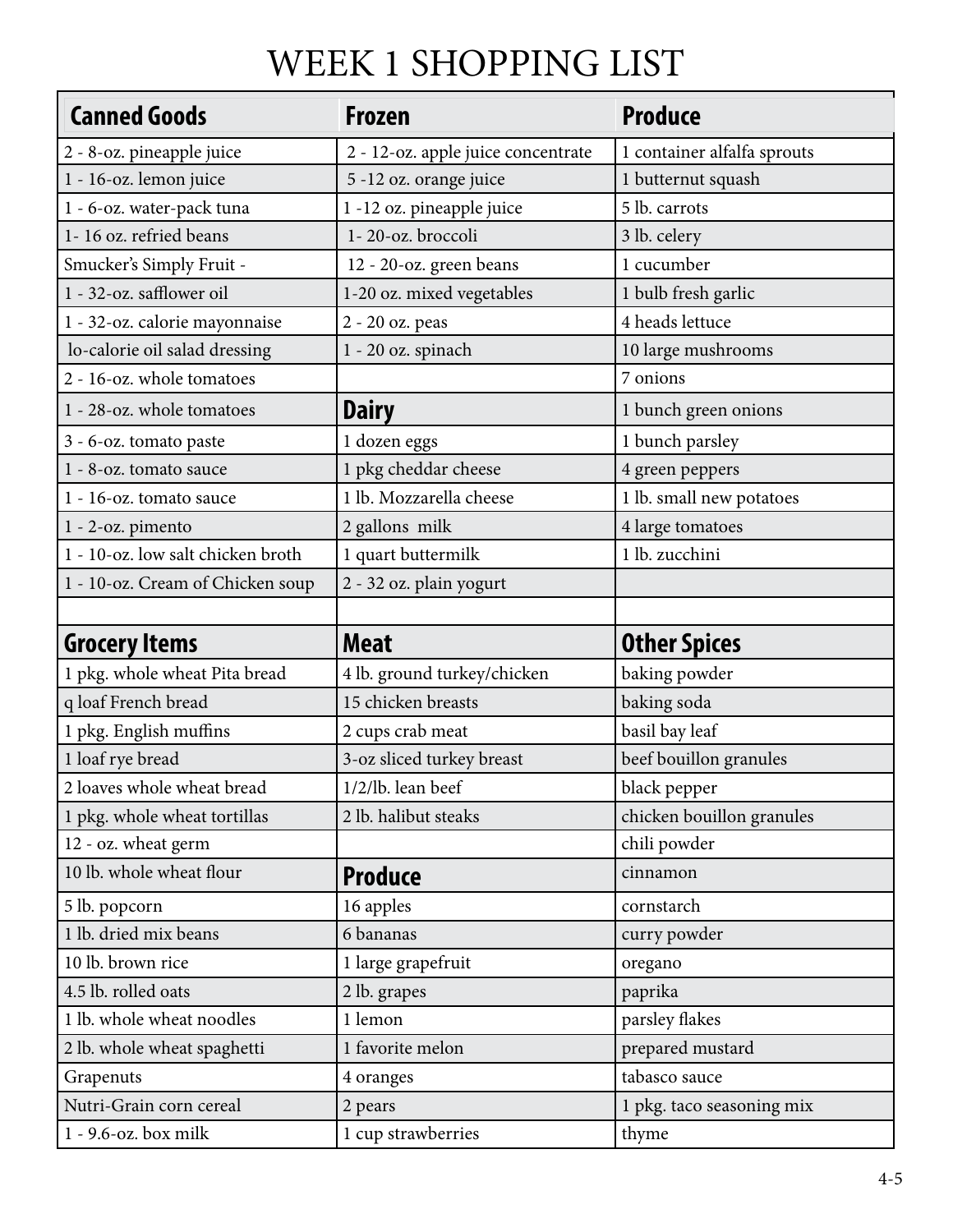# WEEK 1 SHOPPING LIST

| Canned Goods | Frozen | Produce |
|---|---|---|
| 2 - 8-oz. pineapple juice | 2 - 12-oz. apple juice concentrate | 1 container alfalfa sprouts |
| 1 - 16-oz. lemon juice | 5 -12 oz. orange juice | 1 butternut squash |
| 1 - 6-oz. water-pack tuna | 1 -12 oz. pineapple juice | 5 lb. carrots |
| 1- 16 oz. refried beans | 1- 20-oz. broccoli | 3 lb. celery |
| Smucker's Simply Fruit - | 12 - 20-oz. green beans | 1 cucumber |
| 1 - 32-oz. safflower oil | 1-20 oz. mixed vegetables | 1 bulb fresh garlic |
| 1 - 32-oz. calorie mayonnaise | 2 - 20 oz. peas | 4 heads lettuce |
| lo-calorie oil salad dressing | 1 - 20 oz. spinach | 10 large mushrooms |
| 2 - 16-oz. whole tomatoes | | 7 onions |
| 1 - 28-oz. whole tomatoes | **Dairy** | 1 bunch green onions |
| 3 - 6-oz. tomato paste | 1 dozen eggs | 1 bunch parsley |
| 1 - 8-oz. tomato sauce | 1 pkg cheddar cheese | 4 green peppers |
| 1 - 16-oz. tomato sauce | 1 lb. Mozzarella cheese | 1 lb. small new potatoes |
| 1 - 2-oz. pimento | 2 gallons milk | 4 large tomatoes |
| 1 - 10-oz. low salt chicken broth | 1 quart buttermilk | 1 lb. zucchini |
| 1 - 10-oz. Cream of Chicken soup | 2 - 32 oz. plain yogurt | |
| | | |
| **Grocery Items** | **Meat** | **Other Spices** |
| 1 pkg. whole wheat Pita bread | 4 lb. ground turkey/chicken | baking powder |
| q loaf French bread | 15 chicken breasts | baking soda |
| 1 pkg. English muffins | 2 cups crab meat | basil bay leaf |
| 1 loaf rye bread | 3-oz sliced turkey breast | beef bouillon granules |
| 2 loaves whole wheat bread | 1/2/lb. lean beef | black pepper |
| 1 pkg. whole wheat tortillas | 2 lb. halibut steaks | chicken bouillon granules |
| 12 - oz. wheat germ | | chili powder |
| 10 lb. whole wheat flour | **Produce** | cinnamon |
| 5 lb. popcorn | 16 apples | cornstarch |
| 1 lb. dried mix beans | 6 bananas | curry powder |
| 10 lb. brown rice | 1 large grapefruit | oregano |
| 4.5 lb. rolled oats | 2 lb. grapes | paprika |
| 1 lb. whole wheat noodles | 1 lemon | parsley flakes |
| 2 lb. whole wheat spaghetti | 1 favorite melon | prepared mustard |
| Grapenuts | 4 oranges | tabasco sauce |
| Nutri-Grain corn cereal | 2 pears | 1 pkg. taco seasoning mix |
| 1 - 9.6-oz. box milk | 1 cup strawberries | thyme |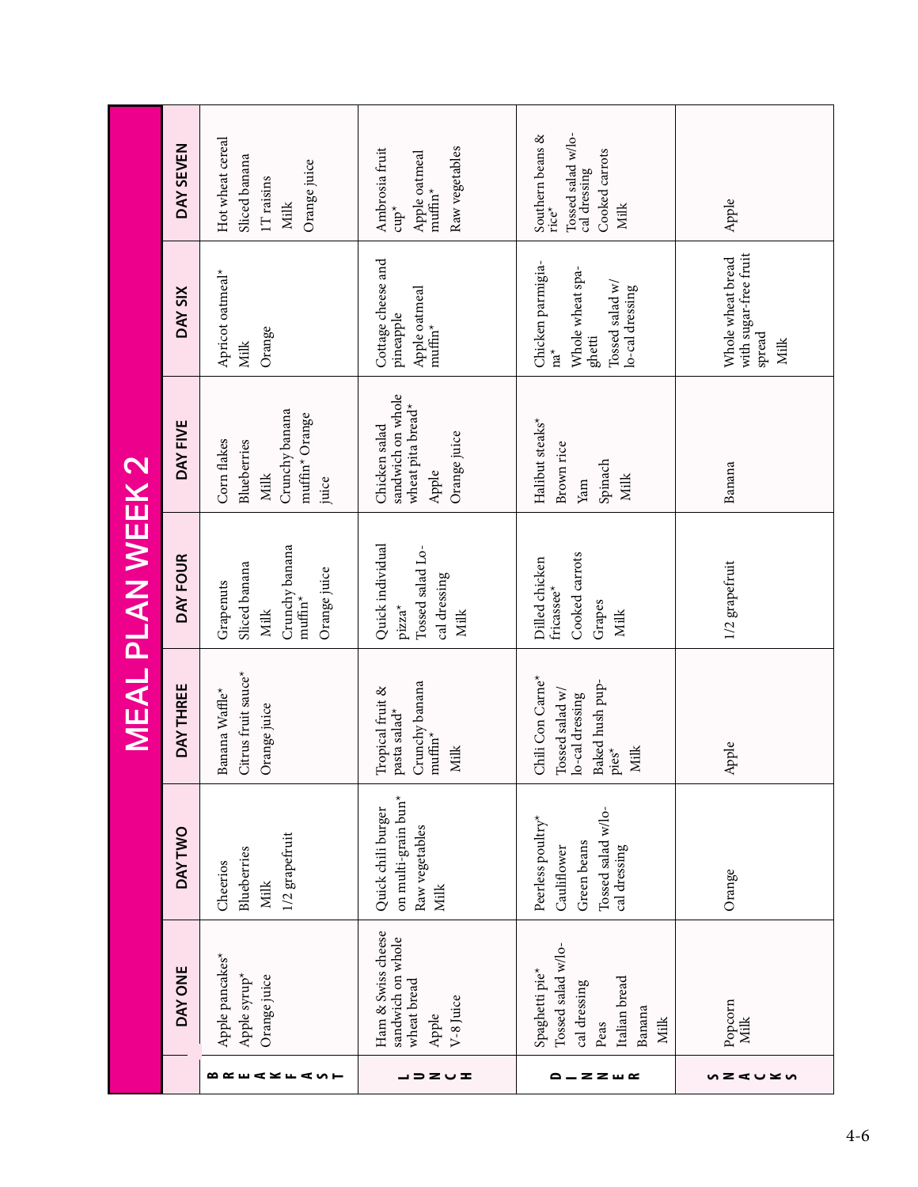# MEAL PLAN WEEK 2

| | DAY ONE | DAY TWO | DAY THREE | DAY FOUR | DAY FIVE | DAY SIX | DAY SEVEN |
|---|---|---|---|---|---|---|---|
| **BREAKFAST** | Apple pancakes* Apple syrup* Orange juice | Cheerios Blueberries Milk 1/2 grapefruit | Banana Waffle* Citrus fruit sauce* Orange juice | Grapenuts Sliced banana Milk Crunchy banana muffin* Orange juice | Corn flakes Blueberries Milk Crunchy banana muffin* Orange juice | Apricot oatmeal* Milk Orange | Hot wheat cereal Sliced banana 1T raisins Milk Orange juice |
| **LUNCH** | Ham & Swiss cheese sandwich on whole wheat bread Apple V-8 Juice | Quick chili burger on multi-grain bun* Raw vegetables Milk | Tropical fruit & pasta salad* Crunchy banana muffin* Milk | Quick individual pizza* Tossed salad Lo-cal dressing Milk | Chicken salad sandwich on whole wheat pita bread* Apple Orange juice | Cottage cheese and pineapple Apple oatmeal muffin* | Ambrosia fruit cup* Apple oatmeal muffin* Raw vegetables |
| **DINNER** | Spaghetti pie* Tossed salad w/lo-cal dressing Peas Italian bread Banana Milk | Peerless poultry* Cauliflower Green beans Tossed salad w/lo-cal dressing | Chili Con Carne* Tossed salad w/ lo-cal dressing Baked hush puppies* Milk | Dilled chicken fricassee* Cooked carrots Grapes Milk | Halibut steaks* Brown rice Yam Spinach Milk | Chicken parmigiana* Whole wheat spaghetti Tossed salad w/ lo-cal dressing | Southern beans & rice* Tossed salad w/lo-cal dressing Cooked carrots Milk |
| **SNACKS** | Popcorn Milk | Orange | Apple | 1/2 grapefruit | Banana | Whole wheat bread with sugar-free fruit spread Milk | Apple |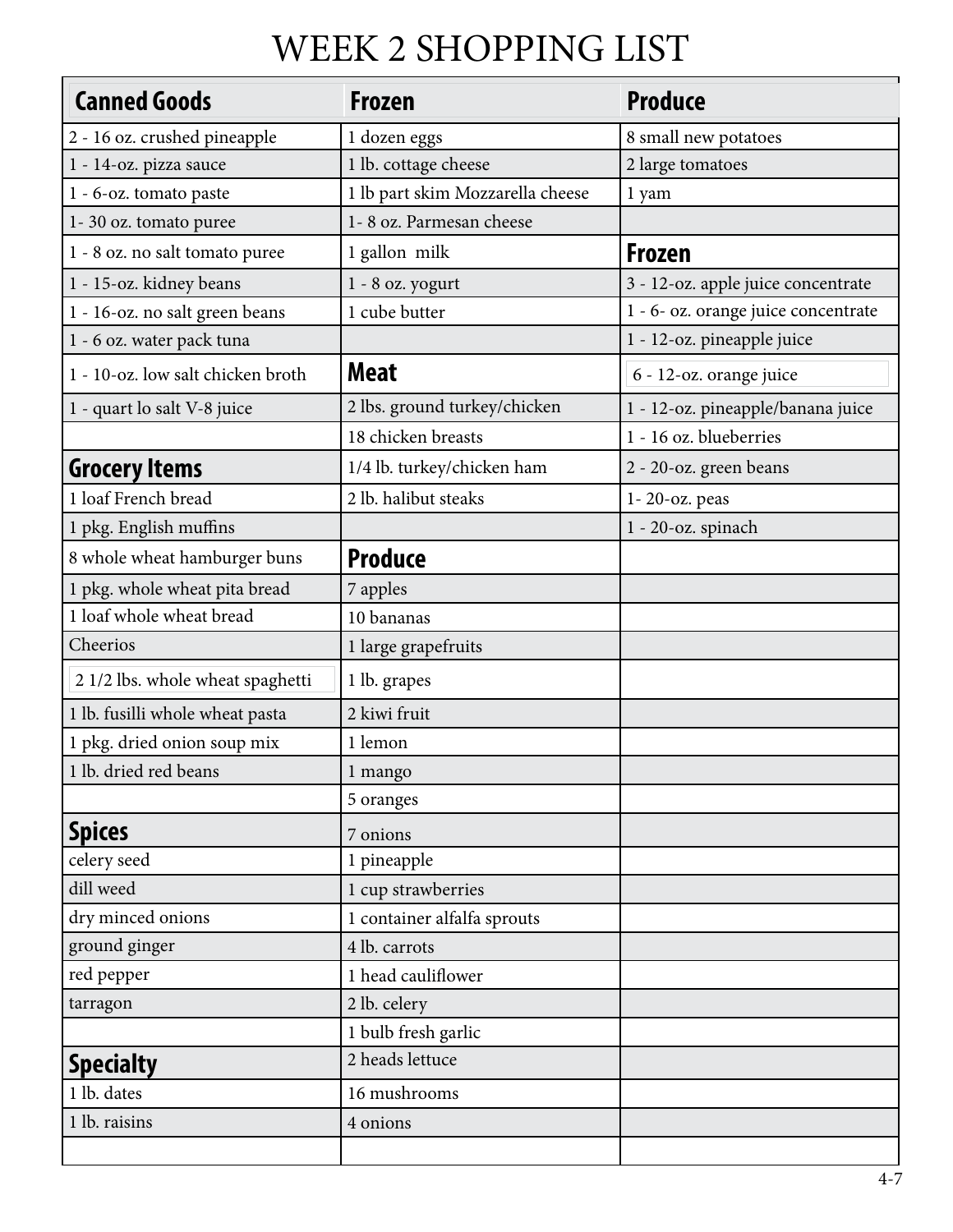# WEEK 2 SHOPPING LIST

| Canned Goods | Frozen | Produce |
| --- | --- | --- |
| 2 - 16 oz. crushed pineapple | 1 dozen eggs | 8 small new potatoes |
| 1 - 14-oz. pizza sauce | 1 lb. cottage cheese | 2 large tomatoes |
| 1 - 6-oz. tomato paste | 1 lb part skim Mozzarella cheese | 1 yam |
| 1- 30 oz. tomato puree | 1- 8 oz. Parmesan cheese | |
| 1 - 8 oz. no salt tomato puree | 1 gallon milk | **Frozen** |
| 1 - 15-oz. kidney beans | 1 - 8 oz. yogurt | 3 - 12-oz. apple juice concentrate |
| 1 - 16-oz. no salt green beans | 1 cube butter | 1 - 6- oz. orange juice concentrate |
| 1 - 6 oz. water pack tuna | | 1 - 12-oz. pineapple juice |
| 1 - 10-oz. low salt chicken broth | **Meat** | 6 - 12-oz. orange juice |
| 1 - quart lo salt V-8 juice | 2 lbs. ground turkey/chicken | 1 - 12-oz. pineapple/banana juice |
| | 18 chicken breasts | 1 - 16 oz. blueberries |
| **Grocery Items** | 1/4 lb. turkey/chicken ham | 2 - 20-oz. green beans |
| 1 loaf French bread | 2 lb. halibut steaks | 1- 20-oz. peas |
| 1 pkg. English muffins | | 1 - 20-oz. spinach |
| 8 whole wheat hamburger buns | **Produce** | |
| 1 pkg. whole wheat pita bread | 7 apples | |
| 1 loaf whole wheat bread | 10 bananas | |
| Cheerios | 1 large grapefruits | |
| 2 1/2 lbs. whole wheat spaghetti | 1 lb. grapes | |
| 1 lb. fusilli whole wheat pasta | 2 kiwi fruit | |
| 1 pkg. dried onion soup mix | 1 lemon | |
| 1 lb. dried red beans | 1 mango | |
| | 5 oranges | |
| **Spices** | 7 onions | |
| celery seed | 1 pineapple | |
| dill weed | 1 cup strawberries | |
| dry minced onions | 1 container alfalfa sprouts | |
| ground ginger | 4 lb. carrots | |
| red pepper | 1 head cauliflower | |
| tarragon | 2 lb. celery | |
| | 1 bulb fresh garlic | |
| **Specialty** | 2 heads lettuce | |
| 1 lb. dates | 16 mushrooms | |
| 1 lb. raisins | 4 onions | |
| | | |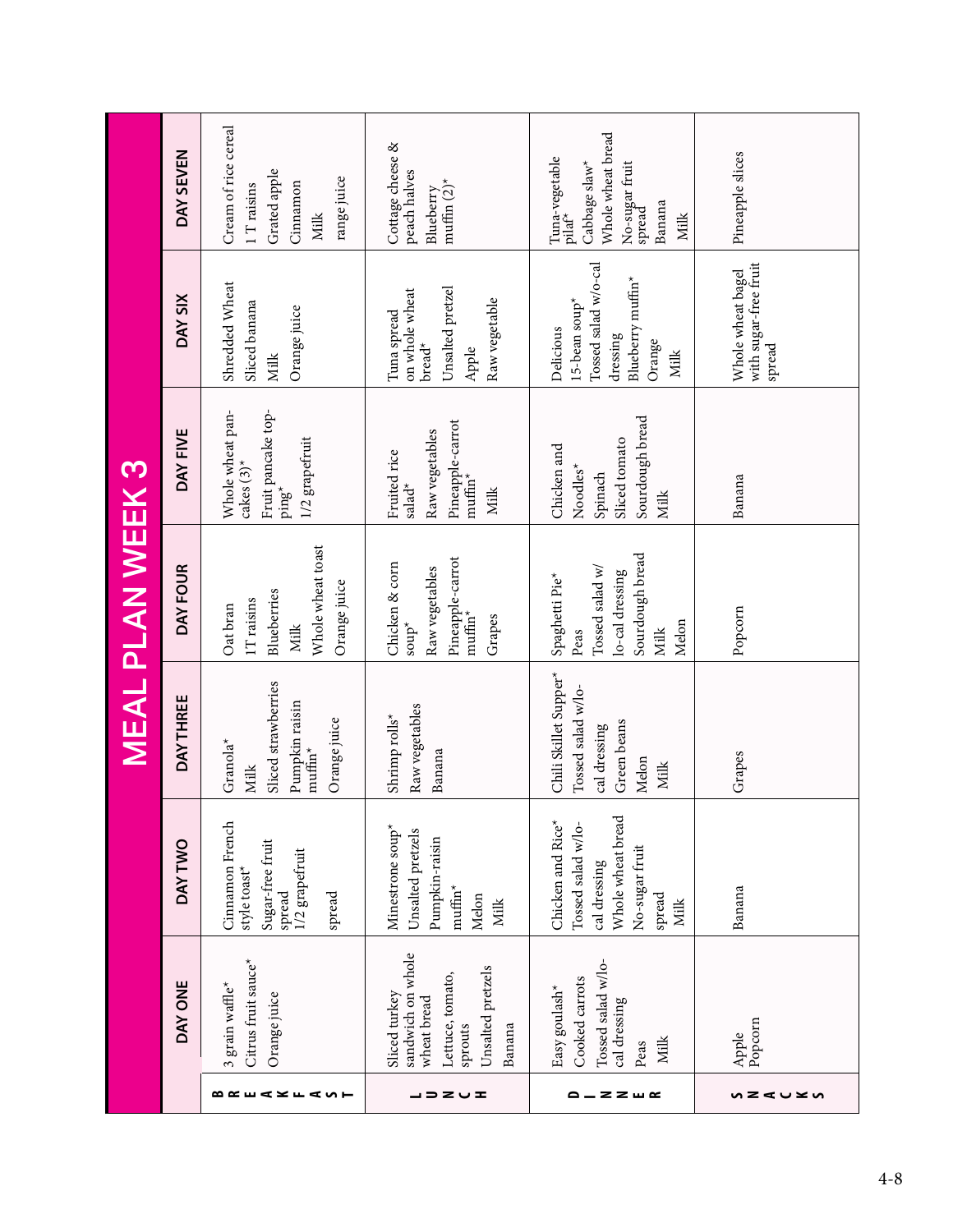# MEAL PLAN WEEK 3

| | DAY ONE | DAY TWO | DAY THREE | DAY FOUR | DAY FIVE | DAY SIX | DAY SEVEN |
|---|---|---|---|---|---|---|---|
| **BREAKFAST** | 3 grain waffle* <br> Citrus fruit sauce* <br> Orange juice | Cinnamon French style toast* <br> Sugar-free fruit spread <br> 1/2 grapefruit <br> spread | Granola* <br> Milk <br> Sliced strawberries <br> Pumpkin raisin muffin* <br> Orange juice | Oat bran <br> 1T raisins <br> Blueberries <br> Milk <br> Whole wheat toast <br> Orange juice | Whole wheat pancakes (3)* <br> Fruit pancake topping* <br> 1/2 grapefruit | Shredded Wheat <br> Sliced banana <br> Milk <br> Orange juice | Cream of rice cereal <br> 1 T raisins <br> Grated apple <br> Cinnamon <br> Milk <br> range juice |
| **LUNCH** | Sliced turkey sandwich on whole wheat bread <br> Lettuce, tomato, sprouts <br> Unsalted pretzels <br> Banana | Minestrone soup* <br> Unsalted pretzels <br> Pumpkin-raisin muffin* <br> Melon <br> Milk | Shrimp rolls* <br> Raw vegetables <br> Banana | Chicken & corn soup* <br> Raw vegetables <br> Pineapple-carrot muffin* <br> Grapes | Fruited rice salad* <br> Raw vegetables <br> Pineapple-carrot muffin* <br> Milk | Tuna spread on whole wheat bread* <br> Unsalted pretzel <br> Apple <br> Raw vegetable | Cottage cheese & peach halves <br> Blueberry muffin (2)* |
| **DINNER** | Easy goulash* <br> Cooked carrots <br> Tossed salad w/lo-cal dressing <br> Peas <br> Milk | Chicken and Rice* <br> Tossed salad w/lo-cal dressing <br> Whole wheat bread <br> No-sugar fruit spread <br> Milk | Chili Skillet Supper* <br> Tossed salad w/lo-cal dressing <br> Green beans <br> Melon <br> Milk | Spaghetti Pie* <br> Peas <br> Tossed salad w/ lo-cal dressing <br> Sourdough bread <br> Milk <br> Melon | Chicken and Noodles* <br> Spinach <br> Sliced tomato <br> Sourdough bread <br> Milk | Delicious 15-bean soup* <br> Tossed salad w/o-cal dressing <br> Blueberry muffin* <br> Orange <br> Milk | Tuna-vegetable pilaf* <br> Cabbage slaw* <br> Whole wheat bread <br> No-sugar fruit spread <br> Banana <br> Milk |
| **SNACKS** | Apple <br> Popcorn | Banana | Grapes | Popcorn | Banana | Whole wheat bagel with sugar-free fruit spread | Pineapple slices |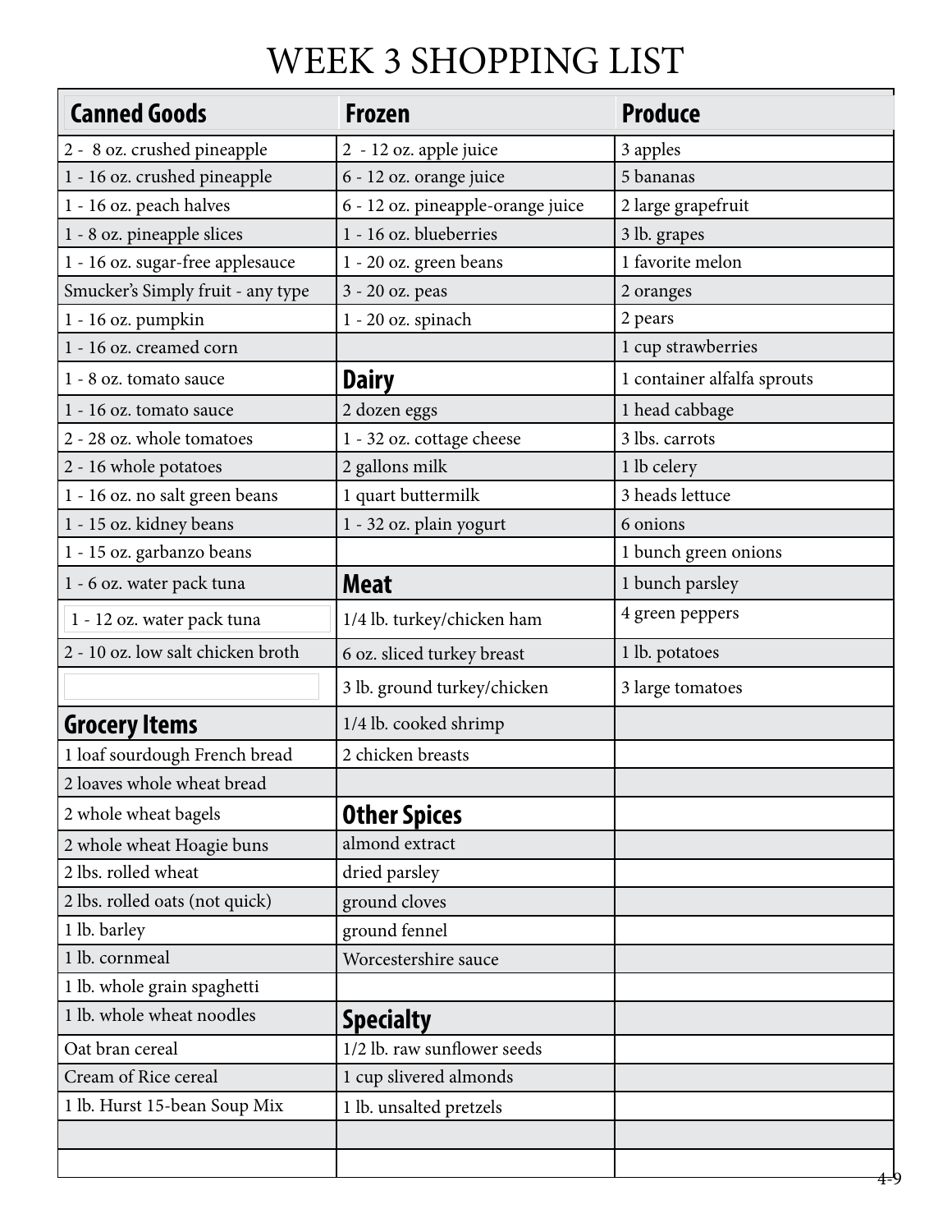# WEEK 3 SHOPPING LIST

| Canned Goods | Frozen | Produce |
|---|---|---|
| 2 - 8 oz. crushed pineapple | 2 - 12 oz. apple juice | 3 apples |
| 1 - 16 oz. crushed pineapple | 6 - 12 oz. orange juice | 5 bananas |
| 1 - 16 oz. peach halves | 6 - 12 oz. pineapple-orange juice | 2 large grapefruit |
| 1 - 8 oz. pineapple slices | 1 - 16 oz. blueberries | 3 lb. grapes |
| 1 - 16 oz. sugar-free applesauce | 1 - 20 oz. green beans | 1 favorite melon |
| Smucker's Simply fruit - any type | 3 - 20 oz. peas | 2 oranges |
| 1 - 16 oz. pumpkin | 1 - 20 oz. spinach | 2 pears |
| 1 - 16 oz. creamed corn | | 1 cup strawberries |
| 1 - 8 oz. tomato sauce | **Dairy** | 1 container alfalfa sprouts |
| 1 - 16 oz. tomato sauce | 2 dozen eggs | 1 head cabbage |
| 2 - 28 oz. whole tomatoes | 1 - 32 oz. cottage cheese | 3 lbs. carrots |
| 2 - 16 whole potatoes | 2 gallons milk | 1 lb celery |
| 1 - 16 oz. no salt green beans | 1 quart buttermilk | 3 heads lettuce |
| 1 - 15 oz. kidney beans | 1 - 32 oz. plain yogurt | 6 onions |
| 1 - 15 oz. garbanzo beans | | 1 bunch green onions |
| 1 - 6 oz. water pack tuna | **Meat** | 1 bunch parsley |
| 1 - 12 oz. water pack tuna | 1/4 lb. turkey/chicken ham | 4 green peppers |
| 2 - 10 oz. low salt chicken broth | 6 oz. sliced turkey breast | 1 lb. potatoes |
| | 3 lb. ground turkey/chicken | 3 large tomatoes |
| **Grocery Items** | 1/4 lb. cooked shrimp | |
| 1 loaf sourdough French bread | 2 chicken breasts | |
| 2 loaves whole wheat bread | | |
| 2 whole wheat bagels | **Other Spices** | |
| 2 whole wheat Hoagie buns | almond extract | |
| 2 lbs. rolled wheat | dried parsley | |
| 2 lbs. rolled oats (not quick) | ground cloves | |
| 1 lb. barley | ground fennel | |
| 1 lb. cornmeal | Worcestershire sauce | |
| 1 lb. whole grain spaghetti | | |
| 1 lb. whole wheat noodles | **Specialty** | |
| Oat bran cereal | 1/2 lb. raw sunflower seeds | |
| Cream of Rice cereal | 1 cup slivered almonds | |
| 1 lb. Hurst 15-bean Soup Mix | 1 lb. unsalted pretzels | |
| | | |
| | | |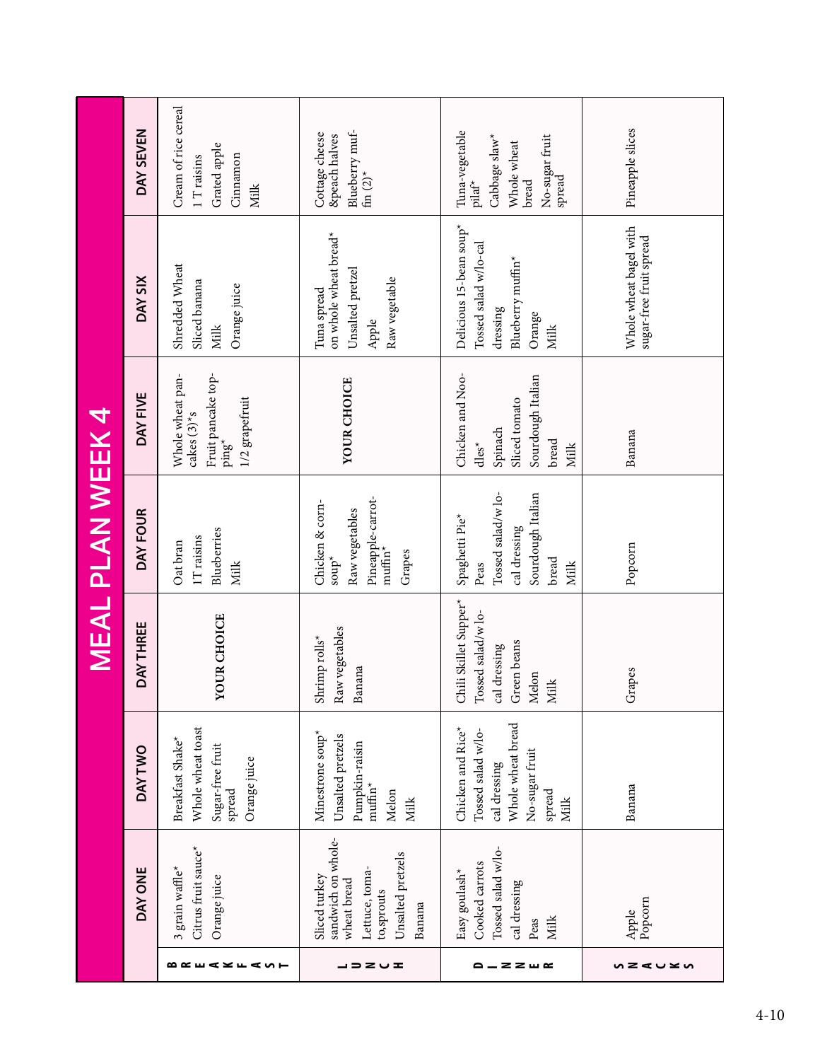# MEAL PLAN WEEK 4

| | DAY ONE | DAY TWO | DAY THREE | DAY FOUR | DAY FIVE | DAY SIX | DAY SEVEN |
|---|---|---|---|---|---|---|---|
| BREAKFAST | 3 grain waffle*<br>Citrus fruit sauce*<br>Orange juice | Breakfast Shake*<br>Whole wheat toast<br>Sugar-free fruit spread<br>Orange juice | YOUR CHOICE | Oat bran<br>1T raisins<br>Blueberries<br>Milk | Whole wheat pancakes (3)*s<br>Fruit pancake topping*<br>1/2 grapefruit | Shredded Wheat<br>Sliced banana<br>Milk<br>Orange juice | Cream of rice cereal<br>1 T raisins<br>Grated apple<br>Cinnamon<br>Milk |
| LUNCH | Sliced turkey sandwich on whole-wheat bread<br>Lettuce, tomato,sprouts<br>Unsalted pretzels<br>Banana | Minestrone soup*<br>Unsalted pretzels<br>Pumpkin-raisin muffin*<br>Melon<br>Milk | Shrimp rolls*<br>Raw vegetables<br>Banana | Chicken & corn-soup*<br>Raw vegetables<br>Pineapple-carrot-muffin*<br>Grapes | YOUR CHOICE | Tuna spread on whole wheat bread*<br>Unsalted pretzel<br>Apple<br>Raw vegetable | Cottage cheese &peach halves<br>Blueberry muffin (2)* |
| DINNER | Easy goulash*<br>Cooked carrots<br>Tossed salad w/lo-cal dressing<br>Peas<br>Milk | Chicken and Rice*<br>Tossed salad w/lo-cal dressing<br>Whole wheat bread<br>No-sugar fruit spread<br>Milk | Chili Skillet Supper*<br>Tossed salad/w lo-cal dressing<br>Green beans<br>Melon<br>Milk | Spaghetti Pie*<br>Peas<br>Tossed salad/w lo-cal dressing<br>Sourdough Italian bread<br>Milk | Chicken and Noodles*<br>Spinach<br>Sliced tomato<br>Sourdough Italian bread<br>Milk | Delicious 15-bean soup*<br>Tossed salad w/lo-cal dressing<br>Blueberry muffin*<br>Orange<br>Milk | Tuna-vegetable pilaf*<br>Cabbage slaw*<br>Whole wheat bread<br>No-sugar fruit spread |
| SNACKS | Apple<br>Popcorn | Banana | Grapes | Popcorn | Banana | Whole wheat bagel with sugar-free fruit spread | Pineapple slices |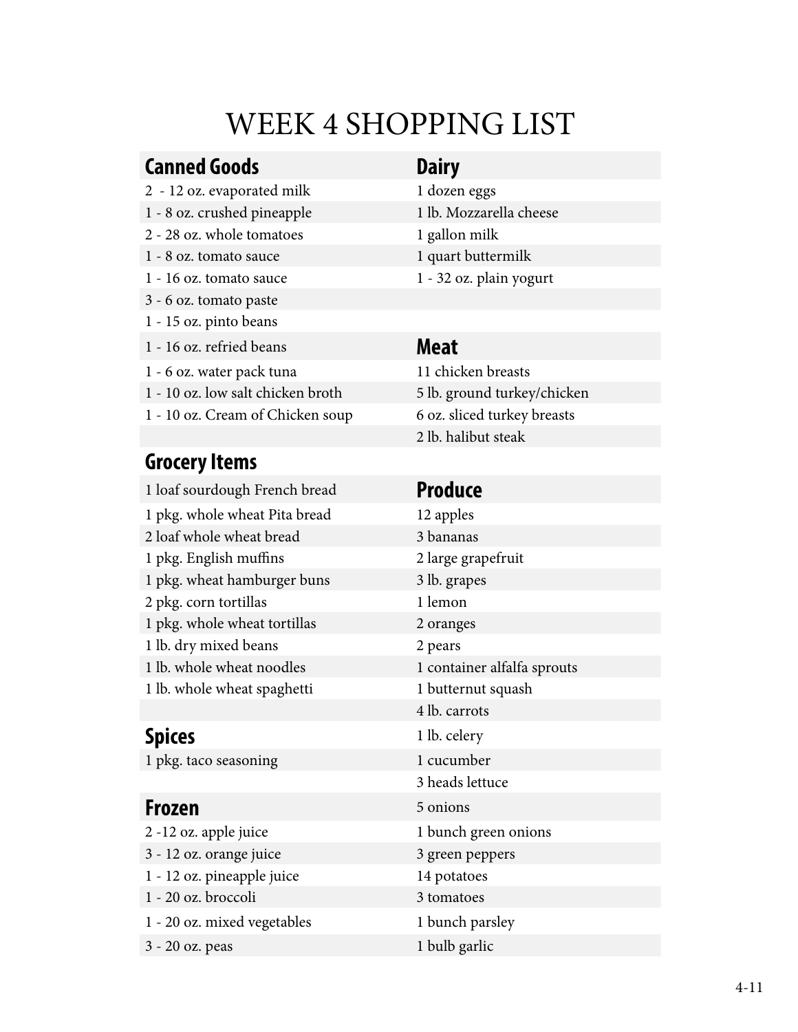# WEEK 4 SHOPPING LIST

## Canned Goods

2 - 12 oz. evaporated milk
1 - 8 oz. crushed pineapple
2 - 28 oz. whole tomatoes
1 - 8 oz. tomato sauce
1 - 16 oz. tomato sauce
3 - 6 oz. tomato paste
1 - 15 oz. pinto beans
1 - 16 oz. refried beans
1 - 6 oz. water pack tuna
1 - 10 oz. low salt chicken broth
1 - 10 oz. Cream of Chicken soup

## Grocery Items

1 loaf sourdough French bread
1 pkg. whole wheat Pita bread
2 loaf whole wheat bread
1 pkg. English muffins
1 pkg. wheat hamburger buns
2 pkg. corn tortillas
1 pkg. whole wheat tortillas
1 lb. dry mixed beans
1 lb. whole wheat noodles
1 lb. whole wheat spaghetti

## Spices

1 pkg. taco seasoning

## Frozen

2 -12 oz. apple juice
3 - 12 oz. orange juice
1 - 12 oz. pineapple juice
1 - 20 oz. broccoli
1 - 20 oz. mixed vegetables
3 - 20 oz. peas

## Dairy

1 dozen eggs
1 lb. Mozzarella cheese
1 gallon milk
1 quart buttermilk
1 - 32 oz. plain yogurt

## Meat

11 chicken breasts
5 lb. ground turkey/chicken
6 oz. sliced turkey breasts
2 lb. halibut steak

## Produce

12 apples
3 bananas
2 large grapefruit
3 lb. grapes
1 lemon
2 oranges
2 pears
1 container alfalfa sprouts
1 butternut squash
4 lb. carrots
1 lb. celery
1 cucumber
3 heads lettuce
5 onions
1 bunch green onions
3 green peppers
14 potatoes
3 tomatoes
1 bunch parsley
1 bulb garlic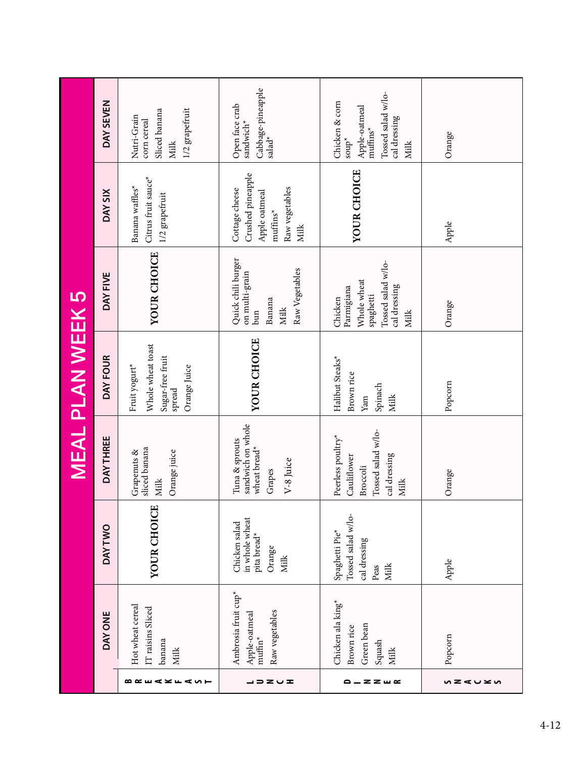# MEAL PLAN WEEK 5

| | DAY ONE | DAY TWO | DAY THREE | DAY FOUR | DAY FIVE | DAY SIX | DAY SEVEN |
|---|---|---|---|---|---|---|---|
| BREAKFAST | Hot wheat cereal IT raisins Sliced banana Milk | YOUR CHOICE | Grapenuts & sliced banana Milk Orange juice | Fruit yogurt* Whole wheat toast Sugar-free fruit spread Orange Juice | YOUR CHOICE | Banana waffles* Citrus fruit sauce* 1/2 grapefruit | Nutri-Grain corn cereal Sliced banana Milk 1/2 grapefruit |
| LUNCH | Ambrosia fruit cup* Apple-oatmeal muffin* Raw vegetables | Chicken salad in whole wheat pita bread* Orange Milk | Tuna & sprouts sandwich on whole wheat bread* Grapes V-8 Juice | YOUR CHOICE | Quick chili burger on multi-grain bun Banana Milk Raw Vegetables | Cottage cheese Crushed pineapple Apple oatmeal muffins* Raw vegetables Milk | Open face crab sandwich* Cabbage-pineapple salad* |
| DINNER | Chicken ala king* Brown rice Green bean Squash Milk | Spaghetti Pie* Tossed salad w/lo-cal dressing Peas Milk | Peerless poultry* Cauliflower Broccoli Tossed salad w/lo-cal dressing Milk | Halibut Steaks* Brown rice Yam Spinach Milk | Chicken Parmigiana Whole wheat spaghetti Tossed salad w/lo-cal dressing Milk | YOUR CHOICE | Chicken & corn soup* Apple-oatmeal muffins* Tossed salad w/lo-cal dressing Milk |
| SNACKS | Popcorn | Apple | Orange | Popcorn | Orange | Apple | Orange |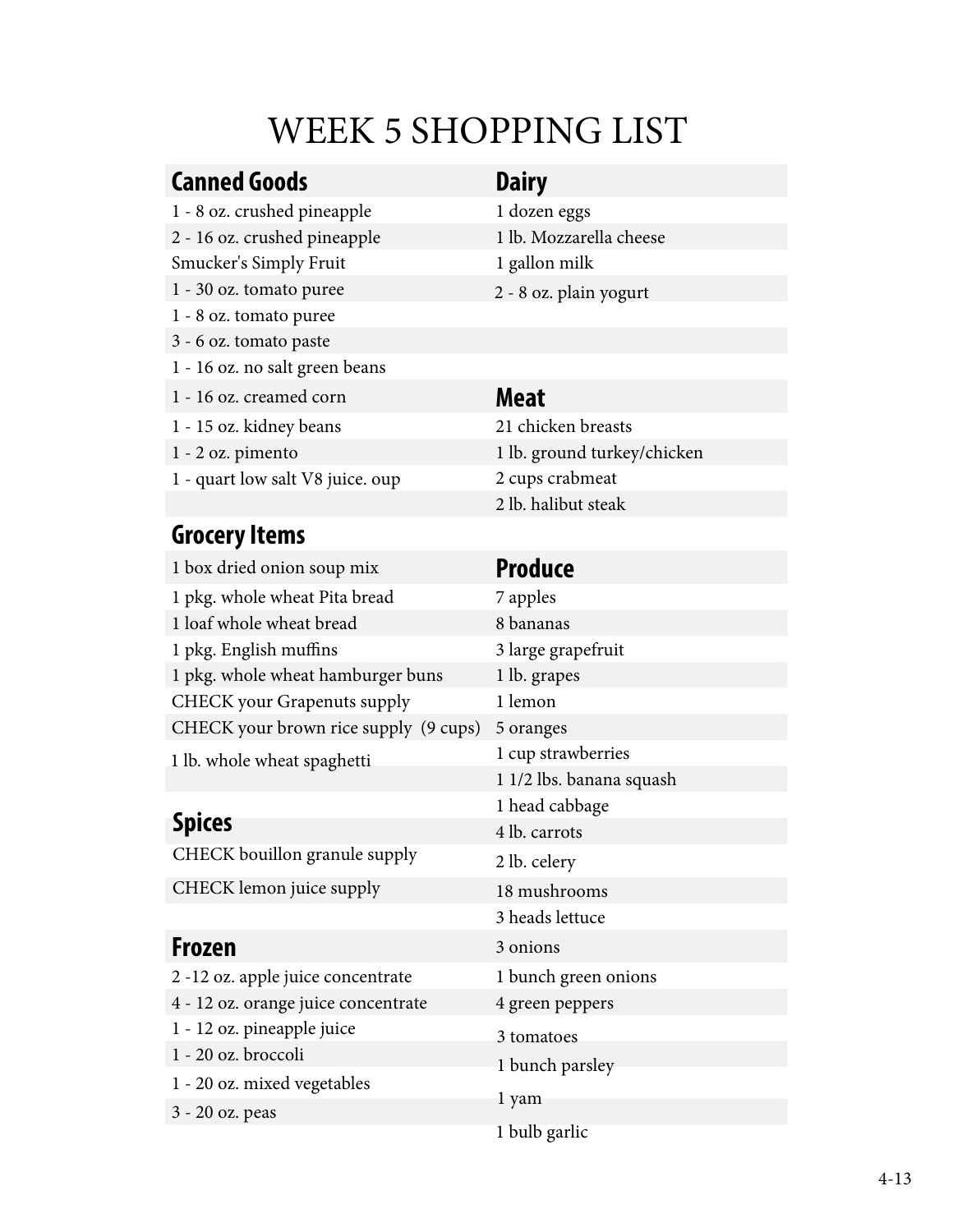# WEEK 5 SHOPPING LIST

## Canned Goods

1 - 8 oz. crushed pineapple
2 - 16 oz. crushed pineapple
Smucker's Simply Fruit
1 - 30 oz. tomato puree
1 - 8 oz. tomato puree
3 - 6 oz. tomato paste
1 - 16 oz. no salt green beans
1 - 16 oz. creamed corn
1 - 15 oz. kidney beans
1 - 2 oz. pimento
1 - quart low salt V8 juice. oup

## Grocery Items

1 box dried onion soup mix
1 pkg. whole wheat Pita bread
1 loaf whole wheat bread
1 pkg. English muffins
1 pkg. whole wheat hamburger buns
CHECK your Grapenuts supply
CHECK your brown rice supply (9 cups)
1 lb. whole wheat spaghetti

## Spices

CHECK bouillon granule supply
CHECK lemon juice supply

## Frozen

2 -12 oz. apple juice concentrate
4 - 12 oz. orange juice concentrate
1 - 12 oz. pineapple juice
1 - 20 oz. broccoli
1 - 20 oz. mixed vegetables
3 - 20 oz. peas

## Dairy

1 dozen eggs
1 lb. Mozzarella cheese
1 gallon milk
2 - 8 oz. plain yogurt

## Meat

21 chicken breasts
1 lb. ground turkey/chicken
2 cups crabmeat
2 lb. halibut steak

## Produce

7 apples
8 bananas
3 large grapefruit
1 lb. grapes
1 lemon
5 oranges
1 cup strawberries
1 1/2 lbs. banana squash
1 head cabbage
4 lb. carrots
2 lb. celery
18 mushrooms
3 heads lettuce
3 onions
1 bunch green onions
4 green peppers
3 tomatoes
1 bunch parsley
1 yam
1 bulb garlic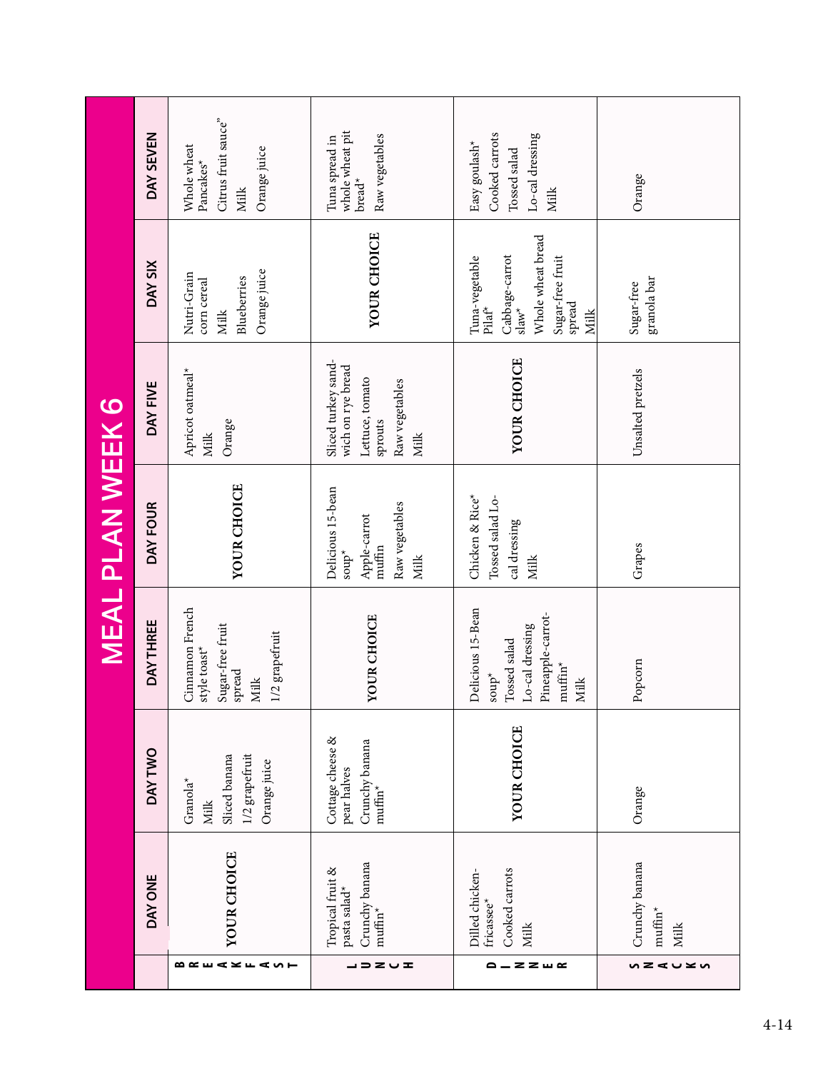# MEAL PLAN WEEK 6

| | DAY ONE | DAY TWO | DAY THREE | DAY FOUR | DAY FIVE | DAY SIX | DAY SEVEN |
|---|---|---|---|---|---|---|---|
| **BREAKFAST** | **YOUR CHOICE** | Granola*<br>Milk<br>Sliced banana<br>1/2 grapefruit<br>Orange juice | Cinnamon French style toast*<br>Sugar-free fruit spread<br>Milk<br>1/2 grapefruit | **YOUR CHOICE** | Apricot oatmeal*<br>Milk<br>Orange | Nutri-Grain corn cereal<br>Milk<br>Blueberries<br>Orange juice | Whole wheat Pancakes*<br>Citrus fruit sauce"<br>Milk<br>Orange juice |
| **LUNCH** | Tropical fruit & pasta salad*<br>Crunchy banana muffin* | Cottage cheese & pear halves<br>Crunchy banana muffin* | **YOUR CHOICE** | Delicious 15-bean soup*<br>Apple-carrot muffin<br>Raw vegetables<br>Milk | Sliced turkey sandwich on rye bread<br>Lettuce, tomato sprouts<br>Raw vegetables<br>Milk | **YOUR CHOICE** | Tuna spread in whole wheat pit bread*<br>Raw vegetables |
| **DINNER** | Dilled chicken-fricassee*<br>Cooked carrots<br>Milk | **YOUR CHOICE** | Delicious 15-Bean soup*<br>Tossed salad<br>Lo-cal dressing<br>Pineapple-carrot-muffin*<br>Milk | Chicken & Rice*<br>Tossed salad Lo-cal dressing<br>Milk | **YOUR CHOICE** | Tuna-vegetable Pilaf*<br>Cabbage-carrot slaw*<br>Whole wheat bread<br>Sugar-free fruit spread<br>Milk | Easy goulash*<br>Cooked carrots<br>Tossed salad<br>Lo-cal dressing<br>Milk |
| **SNACKS** | Crunchy banana muffin*<br>Milk | Orange | Popcorn | Grapes | Unsalted pretzels | Sugar-free granola bar | Orange |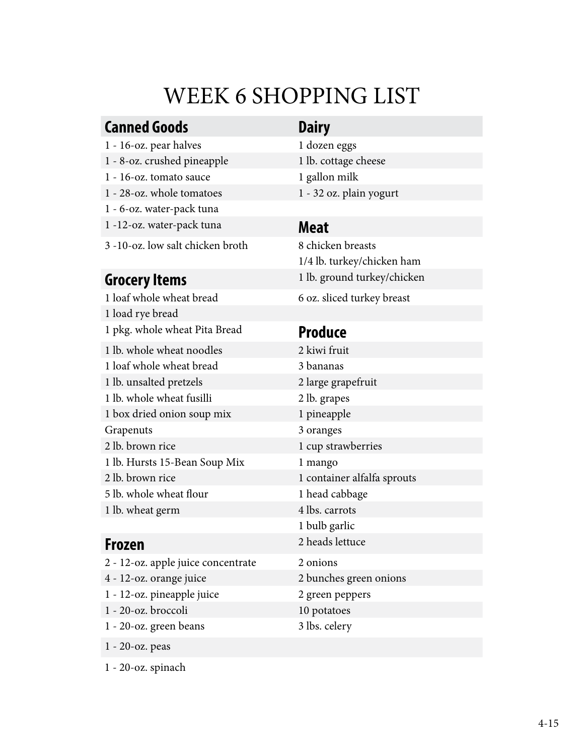# WEEK 6 SHOPPING LIST

## Canned Goods

1 - 16-oz. pear halves
1 - 8-oz. crushed pineapple
1 - 16-oz. tomato sauce
1 - 28-oz. whole tomatoes
1 - 6-oz. water-pack tuna
1 -12-oz. water-pack tuna
3 -10-oz. low salt chicken broth

## Grocery Items

1 loaf whole wheat bread
1 load rye bread
1 pkg. whole wheat Pita Bread
1 lb. whole wheat noodles
1 loaf whole wheat bread
1 lb. unsalted pretzels
1 lb. whole wheat fusilli
1 box dried onion soup mix
Grapenuts
2 lb. brown rice
1 lb. Hursts 15-Bean Soup Mix
2 lb. brown rice
5 lb. whole wheat flour
1 lb. wheat germ

## Frozen

2 - 12-oz. apple juice concentrate
4 - 12-oz. orange juice
1 - 12-oz. pineapple juice
1 - 20-oz. broccoli
1 - 20-oz. green beans
1 - 20-oz. peas
1 - 20-oz. spinach

## Dairy

1 dozen eggs
1 lb. cottage cheese
1 gallon milk
1 - 32 oz. plain yogurt

## Meat

8 chicken breasts
1/4 lb. turkey/chicken ham
1 lb. ground turkey/chicken
6 oz. sliced turkey breast

## Produce

2 kiwi fruit
3 bananas
2 large grapefruit
2 lb. grapes
1 pineapple
3 oranges
1 cup strawberries
1 mango
1 container alfalfa sprouts
1 head cabbage
4 lbs. carrots
1 bulb garlic
2 heads lettuce
2 onions
2 bunches green onions
2 green peppers
10 potatoes
3 lbs. celery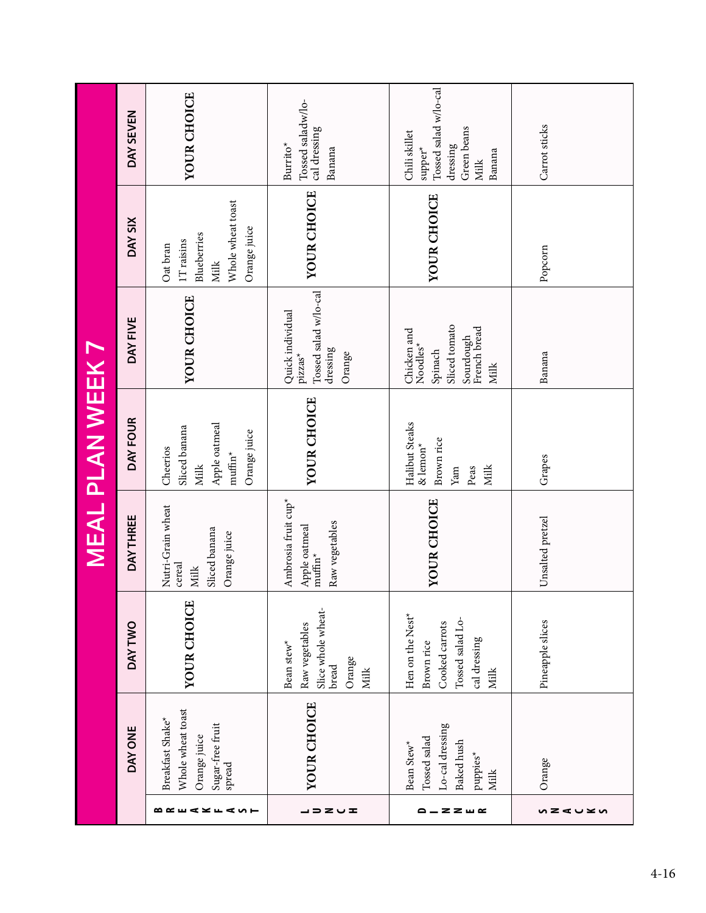# MEAL PLAN WEEK 7

| | DAY ONE | DAY TWO | DAY THREE | DAY FOUR | DAY FIVE | DAY SIX | DAY SEVEN |
|---|---|---|---|---|---|---|---|
| BREAKFAST | Breakfast Shake*<br>Whole wheat toast<br>Orange juice<br>Sugar-free fruit spread | YOUR CHOICE | Nutri-Grain wheat cereal<br>Milk<br>Sliced banana<br>Orange juice | Cheerios<br>Sliced banana<br>Milk<br>Apple oatmeal muffin*<br>Orange juice | YOUR CHOICE | Oat bran<br>1T raisins<br>Blueberries<br>Milk<br>Whole wheat toast<br>Orange juice | YOUR CHOICE |
| LUNCH | YOUR CHOICE | Bean stew*<br>Raw vegetables<br>Slice whole wheat-bread<br>Orange<br>Milk | Ambrosia fruit cup*<br>Apple oatmeal muffin*<br>Raw vegetables | YOUR CHOICE | Quick individual pizzas*<br>Tossed salad w/lo-cal dressing<br>Orange | YOUR CHOICE | Burrito*<br>Tossed saladw/lo-cal dressing<br>Banana |
| DINNER | Bean Stew*<br>Tossed salad<br>Lo-cal dressing<br>Baked hush puppies*<br>Milk | Hen on the Nest*<br>Brown rice<br>Cooked carrots<br>Tossed salad Lo-cal dressing<br>Milk | YOUR CHOICE | Halibut Steaks & lemon*<br>Brown rice<br>Yam<br>Peas<br>Milk | Chicken and Noodles*<br>Spinach<br>Sliced tomato<br>Sourdough French bread<br>Milk | YOUR CHOICE | Chili skillet supper*<br>Tossed salad w/lo-cal dressing<br>Green beans<br>Milk<br>Banana |
| SNACKS | Orange | Pineapple slices | Unsalted pretzel | Grapes | Banana | Popcorn | Carrot sticks |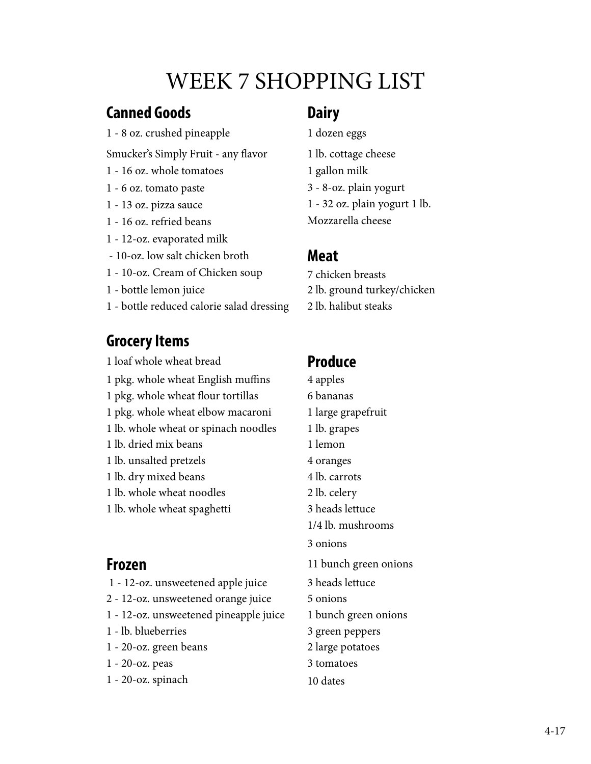# WEEK 7 SHOPPING LIST

## Canned Goods

1 - 8 oz. crushed pineapple

Smucker's Simply Fruit - any flavor

1 - 16 oz. whole tomatoes

1 - 6 oz. tomato paste

1 - 13 oz. pizza sauce

1 - 16 oz. refried beans

1 - 12-oz. evaporated milk

- 10-oz. low salt chicken broth

1 - 10-oz. Cream of Chicken soup

1 - bottle lemon juice

1 - bottle reduced calorie salad dressing

## Grocery Items

1 loaf whole wheat bread

1 pkg. whole wheat English muffins

1 pkg. whole wheat flour tortillas

1 pkg. whole wheat elbow macaroni

1 lb. whole wheat or spinach noodles

1 lb. dried mix beans

1 lb. unsalted pretzels

1 lb. dry mixed beans

1 lb. whole wheat noodles

1 lb. whole wheat spaghetti

## Frozen

1 - 12-oz. unsweetened apple juice

2 - 12-oz. unsweetened orange juice

1 - 12-oz. unsweetened pineapple juice

1 - lb. blueberries

1 - 20-oz. green beans

1 - 20-oz. peas

1 - 20-oz. spinach

## Dairy

1 dozen eggs

1 lb. cottage cheese

1 gallon milk

3 - 8-oz. plain yogurt

1 - 32 oz. plain yogurt 1 lb.

Mozzarella cheese

## Meat

7 chicken breasts

2 lb. ground turkey/chicken

2 lb. halibut steaks

## Produce

4 apples

6 bananas

1 large grapefruit

1 lb. grapes

1 lemon

4 oranges

4 lb. carrots

2 lb. celery

3 heads lettuce

1/4 lb. mushrooms

3 onions

11 bunch green onions

3 heads lettuce

5 onions

1 bunch green onions

3 green peppers

2 large potatoes

3 tomatoes

10 dates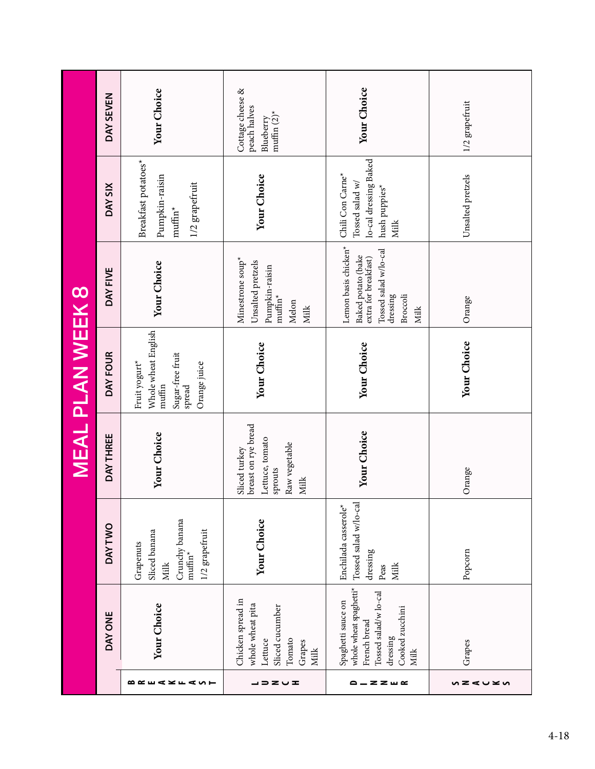# MEAL PLAN WEEK 8

| | DAY ONE | DAY TWO | DAY THREE | DAY FOUR | DAY FIVE | DAY SIX | DAY SEVEN |
|---|---|---|---|---|---|---|---|
| BREAKFAST | **Your Choice** | Grapenuts<br>Sliced banana<br>Milk<br>Crunchy banana muffin*<br>1/2 grapefruit | **Your Choice** | Fruit yogurt*<br>Whole wheat English muffin<br>Sugar-free fruit spread<br>Orange juice | **Your Choice** | Breakfast potatoes*<br>Pumpkin-raisin muffin*<br>1/2 grapefruit | **Your Choice** |
| LUNCH | Chicken spread in whole wheat pita<br>Lettuce<br>Sliced cucumber<br>Tomato<br>Grapes<br>Milk | **Your Choice** | Sliced turkey breast on rye bread<br>Lettuce, tomato sprouts<br>Raw vegetable<br>Milk | **Your Choice** | Minestrone soup*<br>Unsalted pretzels<br>Pumpkin-raisin muffin*<br>Melon<br>Milk | **Your Choice** | Cottage cheese & peach halves<br>Blueberry muffin (2)* |
| DINNER | Spaghetti sauce on whole wheat spaghetti*<br>French bread<br>Tossed salad/w lo-cal dressing<br>Cooked zucchini<br>Milk | Enchilada casserole*<br>Tossed salad w/lo-cal dressing<br>Peas<br>Milk | **Your Choice** | **Your Choice** | Lemon basis chicken*<br>Baked potato (bake extra for breakfast)<br>Tossed salad w/lo-cal dressing<br>Broccoli<br>Milk | Chili Con Carne*<br>Tossed salad w/ lo-cal dressing Baked hush puppies*<br>Milk | **Your Choice** |
| SNACKS | Grapes | Popcorn | Orange | **Your Choice** | Orange | Unsalted pretzels | 1/2 grapefruit |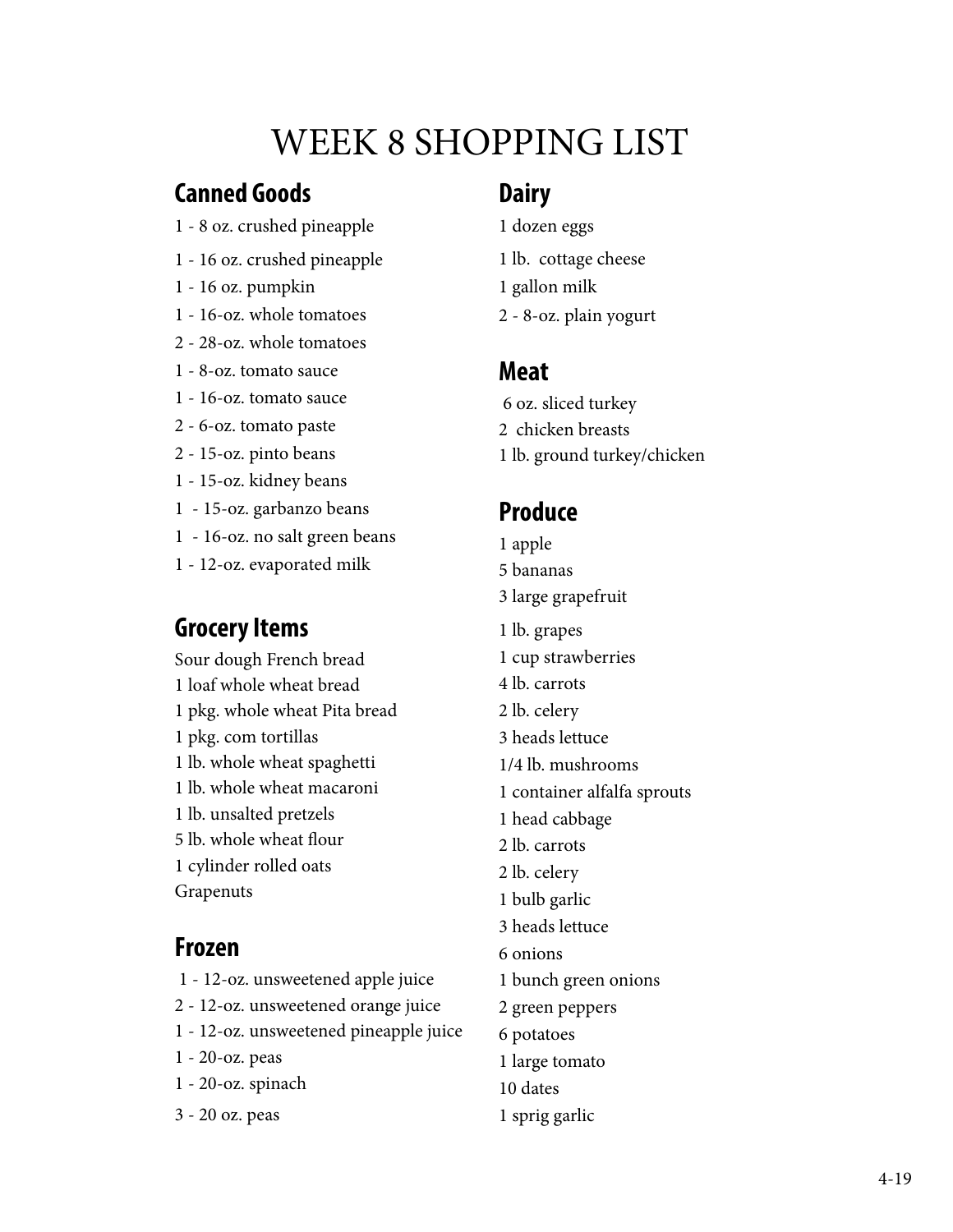# WEEK 8 SHOPPING LIST

## Canned Goods

1 - 8 oz. crushed pineapple
1 - 16 oz. crushed pineapple
1 - 16 oz. pumpkin
1 - 16-oz. whole tomatoes
2 - 28-oz. whole tomatoes
1 - 8-oz. tomato sauce
1 - 16-oz. tomato sauce
2 - 6-oz. tomato paste
2 - 15-oz. pinto beans
1 - 15-oz. kidney beans
1 - 15-oz. garbanzo beans
1 - 16-oz. no salt green beans
1 - 12-oz. evaporated milk

## Grocery Items

Sour dough French bread
1 loaf whole wheat bread
1 pkg. whole wheat Pita bread
1 pkg. com tortillas
1 lb. whole wheat spaghetti
1 lb. whole wheat macaroni
1 lb. unsalted pretzels
5 lb. whole wheat flour
1 cylinder rolled oats
Grapenuts

## Frozen

1 - 12-oz. unsweetened apple juice
2 - 12-oz. unsweetened orange juice
1 - 12-oz. unsweetened pineapple juice
1 - 20-oz. peas
1 - 20-oz. spinach
3 - 20 oz. peas

## Dairy

1 dozen eggs
1 lb. cottage cheese
1 gallon milk
2 - 8-oz. plain yogurt

## Meat

6 oz. sliced turkey
2 chicken breasts
1 lb. ground turkey/chicken

## Produce

1 apple
5 bananas
3 large grapefruit
1 lb. grapes
1 cup strawberries
4 lb. carrots
2 lb. celery
3 heads lettuce
1/4 lb. mushrooms
1 container alfalfa sprouts
1 head cabbage
2 lb. carrots
2 lb. celery
1 bulb garlic
3 heads lettuce
6 onions
1 bunch green onions
2 green peppers
6 potatoes
1 large tomato
10 dates
1 sprig garlic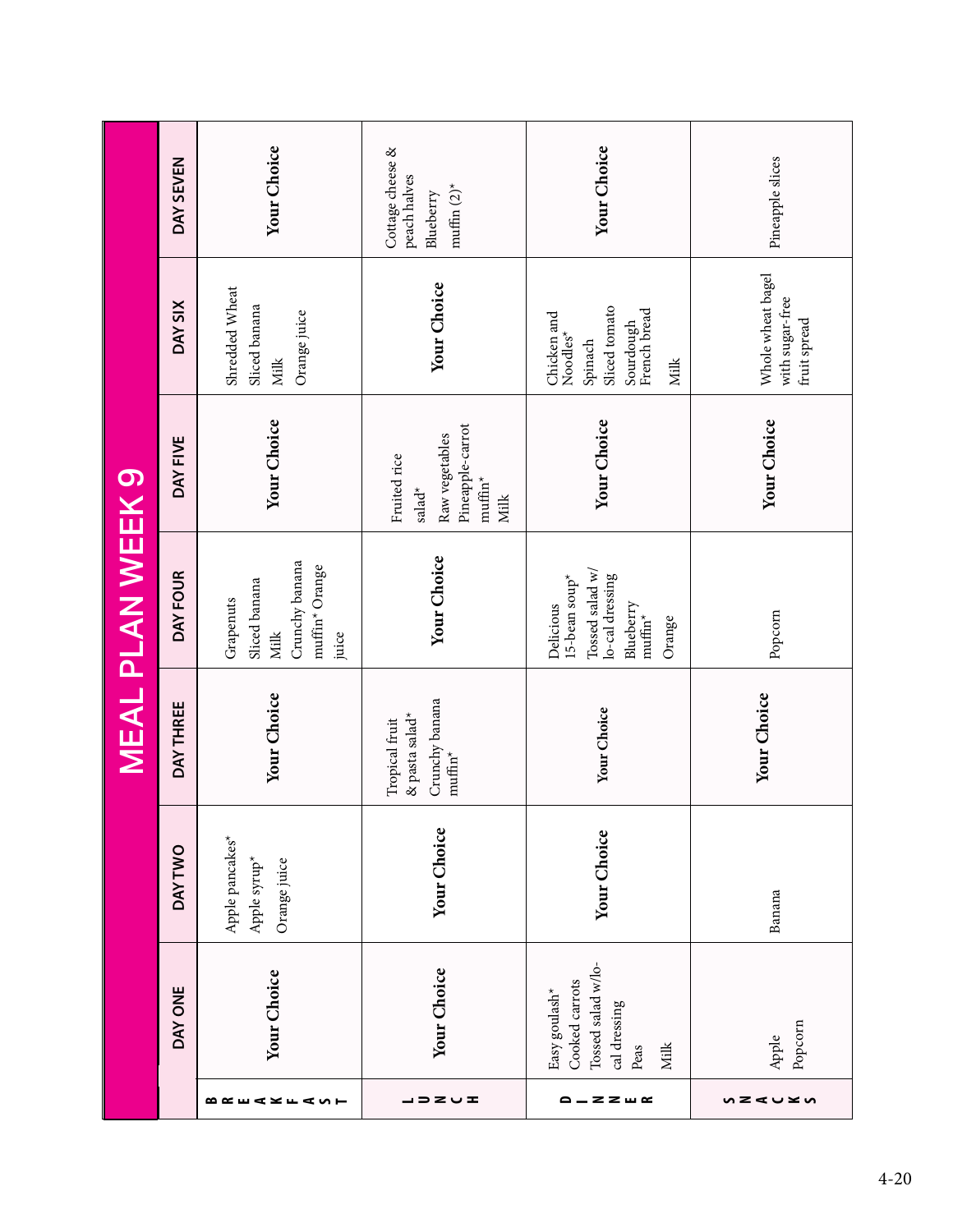# MEAL PLAN WEEK 9

| | DAY ONE | DAY TWO | DAY THREE | DAY FOUR | DAY FIVE | DAY SIX | DAY SEVEN |
|---|---|---|---|---|---|---|---|
| BREAKFAST | **Your Choice** | Apple pancakes* Apple syrup* Orange juice | **Your Choice** | Grapenuts Sliced banana Milk Crunchy banana muffin* Orange juice | **Your Choice** | Shredded Wheat Sliced banana Milk Orange juice | **Your Choice** |
| LUNCH | **Your Choice** | **Your Choice** | Tropical fruit & pasta salad* Crunchy banana muffin* | **Your Choice** | Fruited rice salad* Raw vegetables Pineapple-carrot muffin* Milk | **Your Choice** | Cottage cheese & peach halves Blueberry muffin (2)* |
| DINNER | Easy goulash* Cooked carrots Tossed salad w/lo-cal dressing Peas Milk | **Your Choice** | **Your Choice** | Delicious 15-bean soup* Tossed salad w/ lo-cal dressing Blueberry muffin* Orange | **Your Choice** | Chicken and Noodles* Spinach Sliced tomato Sourdough French bread Milk | **Your Choice** |
| SNACKS | Apple Popcorn | Banana | **Your Choice** | Popcorn | **Your Choice** | Whole wheat bagel with sugar-free fruit spread | Pineapple slices |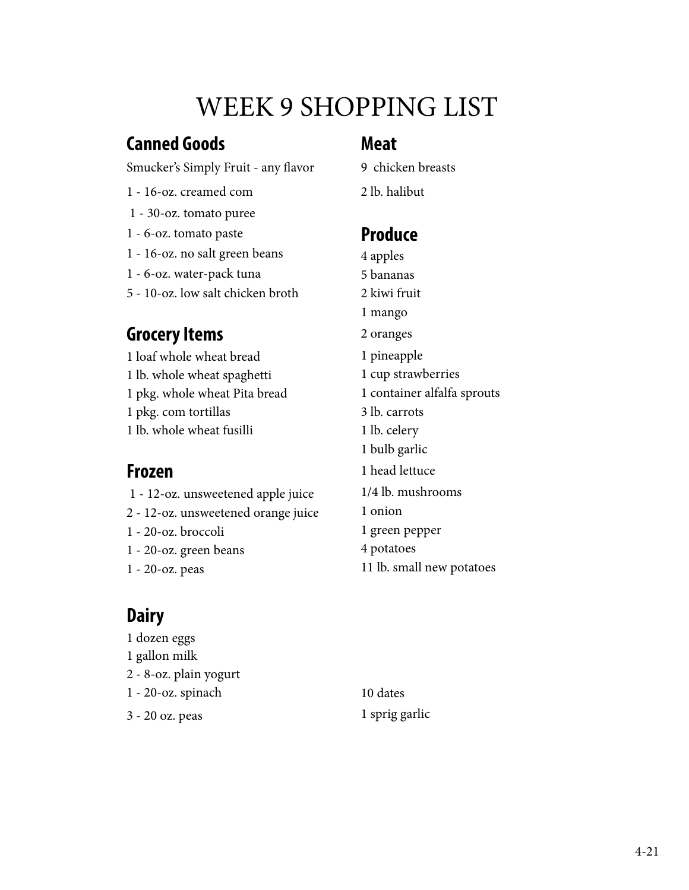# WEEK 9 SHOPPING LIST

## Canned Goods

Smucker's Simply Fruit - any flavor

1 - 16-oz. creamed com

1 - 30-oz. tomato puree

1 - 6-oz. tomato paste

1 - 16-oz. no salt green beans

1 - 6-oz. water-pack tuna

5 - 10-oz. low salt chicken broth

## Grocery Items

1 loaf whole wheat bread

1 lb. whole wheat spaghetti

1 pkg. whole wheat Pita bread

1 pkg. com tortillas

1 lb. whole wheat fusilli

## Frozen

1 - 12-oz. unsweetened apple juice

2 - 12-oz. unsweetened orange juice

1 - 20-oz. broccoli

1 - 20-oz. green beans

1 - 20-oz. peas

## Dairy

1 dozen eggs

1 gallon milk

2 - 8-oz. plain yogurt

1 - 20-oz. spinach

3 - 20 oz. peas

## Meat

9 chicken breasts

2 lb. halibut

## Produce

4 apples

5 bananas

2 kiwi fruit

1 mango

2 oranges

1 pineapple

1 cup strawberries

1 container alfalfa sprouts

3 lb. carrots

1 lb. celery

1 bulb garlic

1 head lettuce

1/4 lb. mushrooms

1 onion

1 green pepper

4 potatoes

11 lb. small new potatoes

10 dates

1 sprig garlic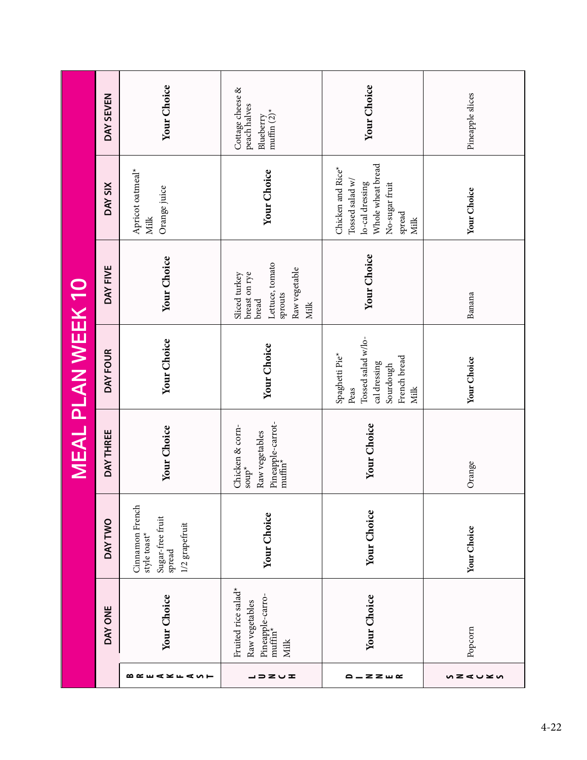# MEAL PLAN WEEK 10

| | DAY ONE | DAY TWO | DAY THREE | DAY FOUR | DAY FIVE | DAY SIX | DAY SEVEN |
|---|---|---|---|---|---|---|---|
| **BREAKFAST** | **Your Choice** | Cinnamon French style toast*<br>Sugar-free fruit spread<br>1/2 grapefruit | **Your Choice** | **Your Choice** | **Your Choice** | Apricot oatmeal*<br>Milk<br>Orange juice | **Your Choice** |
| **LUNCH** | Fruited rice salad*<br>Raw vegetables<br>Pineapple-carrot-muffin*<br>Milk | **Your Choice** | Chicken & corn-soup*<br>Raw vegetables<br>Pineapple-carrot-muffin* | **Your Choice** | Sliced turkey breast on rye bread<br>Lettuce, tomato sprouts<br>Raw vegetable<br>Milk | **Your Choice** | Cottage cheese & peach halves<br>Blueberry muffin (2)* |
| **DINNER** | **Your Choice** | **Your Choice** | **Your Choice** | Spaghetti Pie*<br>Peas<br>Tossed salad w/lo-cal dressing<br>Sourdough French bread<br>Milk | **Your Choice** | Chicken and Rice*<br>Tossed salad w/ lo-cal dressing<br>Whole wheat bread<br>No-sugar fruit spread<br>Milk | **Your Choice** |
| **SNACKS** | Popcorn | **Your Choice** | Orange | **Your Choice** | Banana | **Your Choice** | Pineapple slices |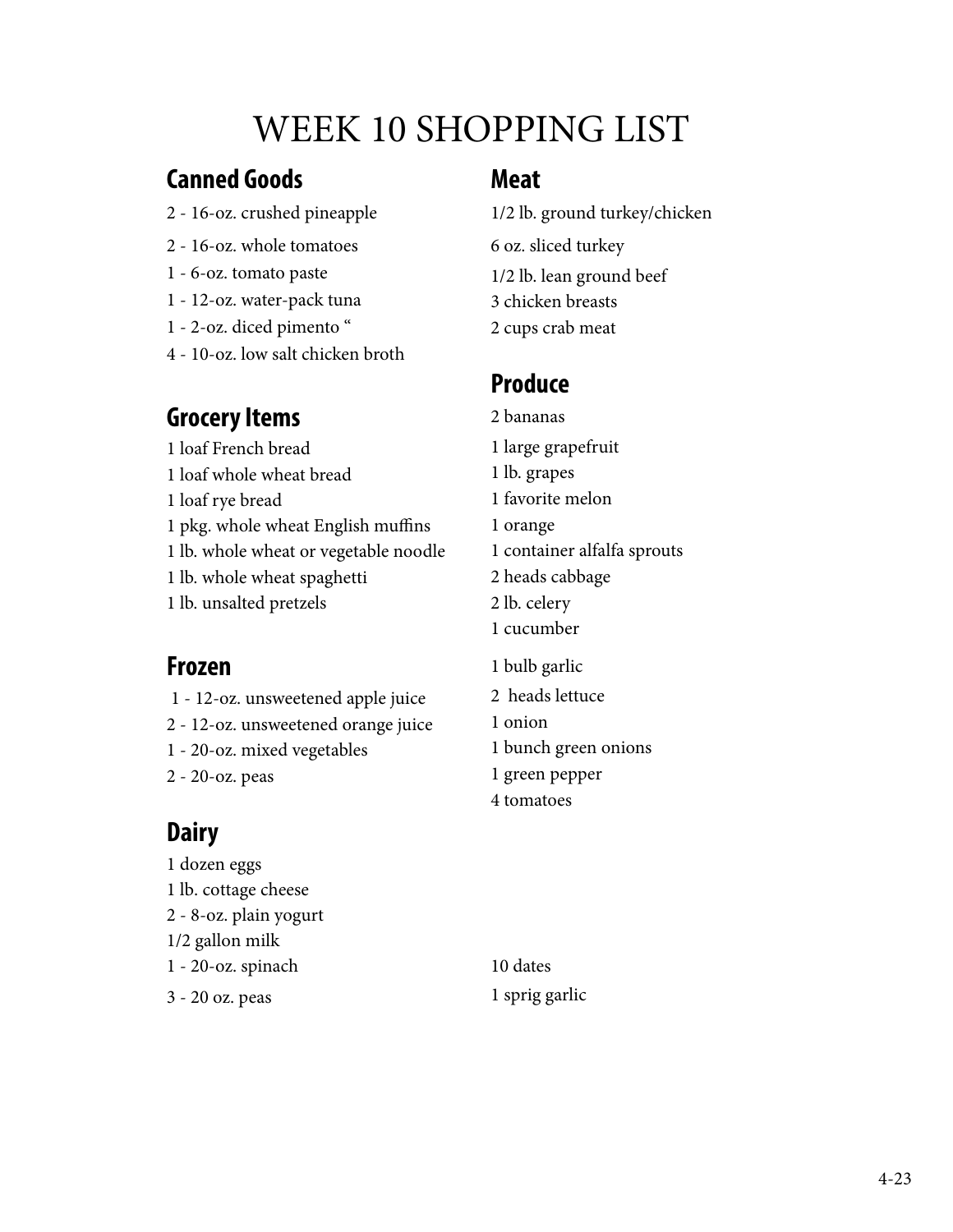# WEEK 10 SHOPPING LIST

## Canned Goods

2 - 16-oz. crushed pineapple
2 - 16-oz. whole tomatoes
1 - 6-oz. tomato paste
1 - 12-oz. water-pack tuna
1 - 2-oz. diced pimento "
4 - 10-oz. low salt chicken broth

## Grocery Items

1 loaf French bread
1 loaf whole wheat bread
1 loaf rye bread
1 pkg. whole wheat English muffins
1 lb. whole wheat or vegetable noodle
1 lb. whole wheat spaghetti
1 lb. unsalted pretzels

## Frozen

1 - 12-oz. unsweetened apple juice
2 - 12-oz. unsweetened orange juice
1 - 20-oz. mixed vegetables
2 - 20-oz. peas

## Dairy

1 dozen eggs
1 lb. cottage cheese
2 - 8-oz. plain yogurt
1/2 gallon milk
1 - 20-oz. spinach
3 - 20 oz. peas

## Meat

1/2 lb. ground turkey/chicken
6 oz. sliced turkey
1/2 lb. lean ground beef
3 chicken breasts
2 cups crab meat

## Produce

2 bananas
1 large grapefruit
1 lb. grapes
1 favorite melon
1 orange
1 container alfalfa sprouts
2 heads cabbage
2 lb. celery
1 cucumber
1 bulb garlic
2 heads lettuce
1 onion
1 bunch green onions
1 green pepper
4 tomatoes

10 dates
1 sprig garlic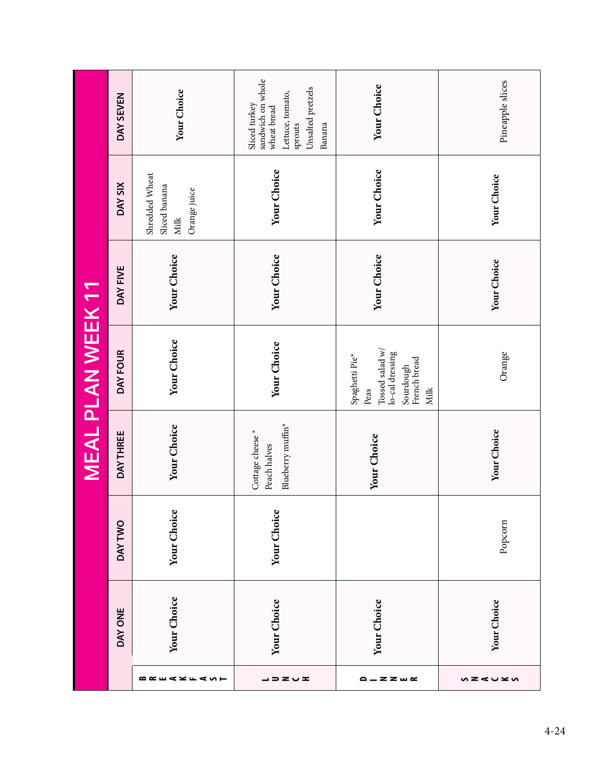# MEAL PLAN WEEK 11

| | DAY ONE | DAY TWO | DAY THREE | DAY FOUR | DAY FIVE | DAY SIX | DAY SEVEN |
|---|---|---|---|---|---|---|---|
| BREAKFAST | **Your Choice** | **Your Choice** | **Your Choice** | **Your Choice** | **Your Choice** | Shredded Wheat<br>Sliced banana<br>Milk<br>Orange juice | **Your Choice** |
| LUNCH | **Your Choice** | **Your Choice** | Cottage cheese *<br>Peach halves<br>Blueberry muffin* | **Your Choice** | **Your Choice** | **Your Choice** | Sliced turkey sandwich on whole wheat bread<br>Lettuce, tomato, sprouts<br>Unsalted pretzels<br>Banana |
| DINNER | **Your Choice** | | **Your Choice** | Spaghetti Pie*<br>Peas<br>Tossed salad w/ lo-cal dressing<br>Sourdough French bread<br>Milk | **Your Choice** | **Your Choice** | **Your Choice** |
| SNACKS | **Your Choice** | Popcorn | **Your Choice** | Orange | **Your Choice** | **Your Choice** | Pineapple slices |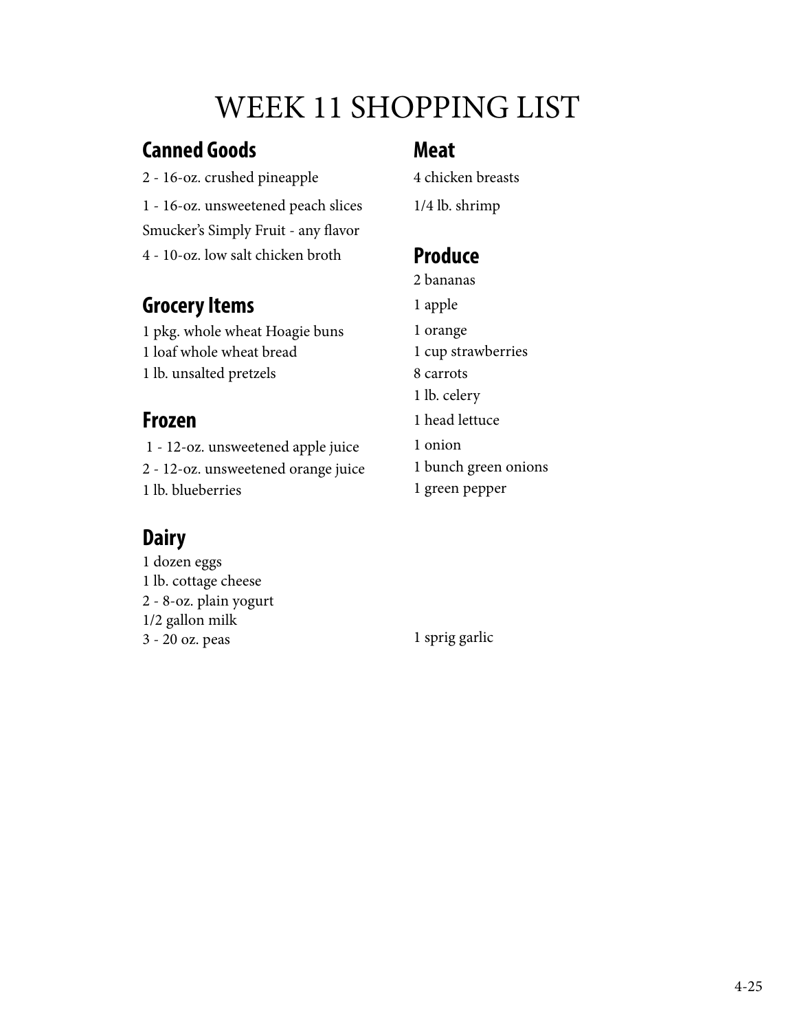# WEEK 11 SHOPPING LIST

## Canned Goods

2 - 16-oz. crushed pineapple
1 - 16-oz. unsweetened peach slices
Smucker's Simply Fruit - any flavor
4 - 10-oz. low salt chicken broth

## Grocery Items

1 pkg. whole wheat Hoagie buns
1 loaf whole wheat bread
1 lb. unsalted pretzels

## Frozen

1 - 12-oz. unsweetened apple juice
2 - 12-oz. unsweetened orange juice
1 lb. blueberries

## Dairy

1 dozen eggs
1 lb. cottage cheese
2 - 8-oz. plain yogurt
1/2 gallon milk
3 - 20 oz. peas

## Meat

4 chicken breasts
1/4 lb. shrimp

## Produce

2 bananas
1 apple
1 orange
1 cup strawberries
8 carrots
1 lb. celery
1 head lettuce
1 onion
1 bunch green onions
1 green pepper

1 sprig garlic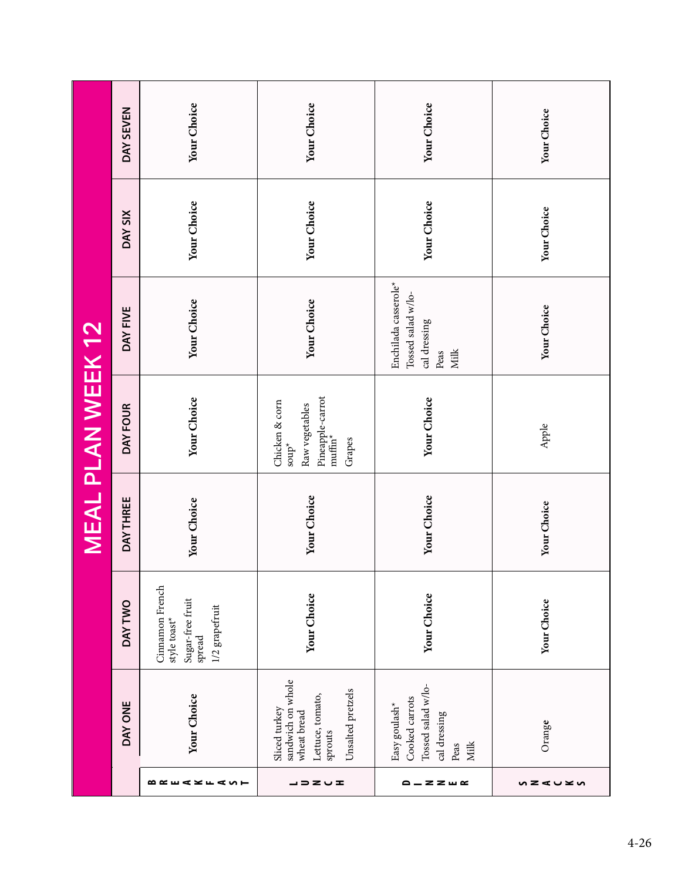# MEAL PLAN WEEK 12

| | DAY ONE | DAY TWO | DAY THREE | DAY FOUR | DAY FIVE | DAY SIX | DAY SEVEN |
|---|---|---|---|---|---|---|---|
| **BREAKFAST** | **Your Choice** | Cinnamon French style toast*<br>Sugar-free fruit spread<br>1/2 grapefruit | **Your Choice** | **Your Choice** | **Your Choice** | **Your Choice** | **Your Choice** |
| **LUNCH** | Sliced turkey sandwich on whole wheat bread<br>Lettuce, tomato, sprouts<br>Unsalted pretzels | **Your Choice** | **Your Choice** | Chicken & corn soup*<br>Raw vegetables<br>Pineapple-carrot muffin*<br>Grapes | **Your Choice** | **Your Choice** | **Your Choice** |
| **DINNER** | Easy goulash*<br>Cooked carrots<br>Tossed salad w/lo-cal dressing<br>Peas<br>Milk | **Your Choice** | **Your Choice** | **Your Choice** | Enchilada casserole*<br>Tossed salad w/lo-cal dressing<br>Peas<br>Milk | **Your Choice** | **Your Choice** |
| **SNACKS** | Orange | **Your Choice** | **Your Choice** | Apple | **Your Choice** | **Your Choice** | **Your Choice** |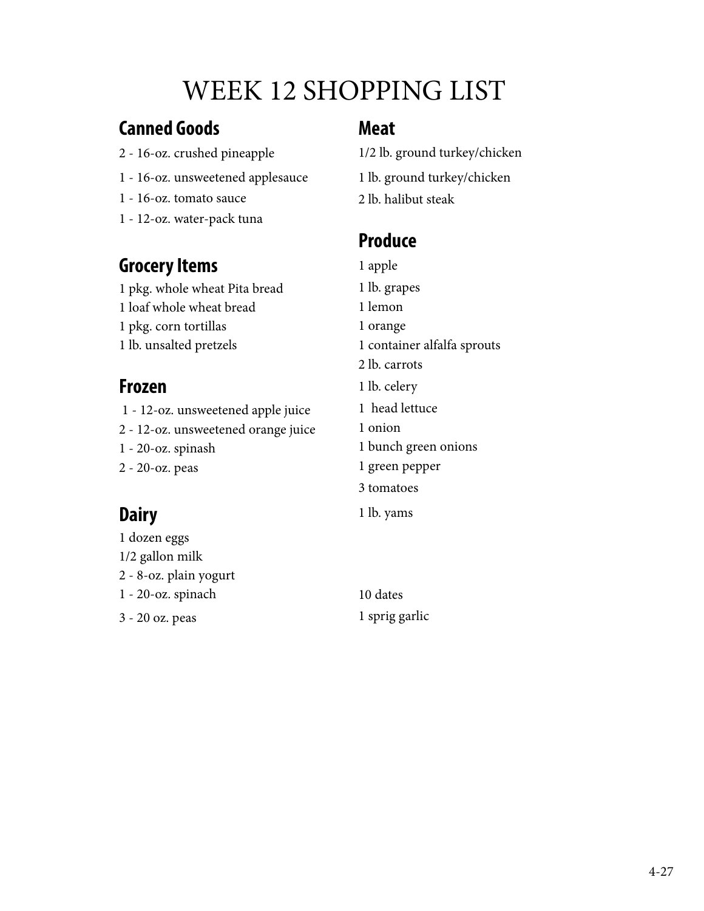# WEEK 12 SHOPPING LIST

## Canned Goods

2 - 16-oz. crushed pineapple
1 - 16-oz. unsweetened applesauce
1 - 16-oz. tomato sauce
1 - 12-oz. water-pack tuna

## Grocery Items

1 pkg. whole wheat Pita bread
1 loaf whole wheat bread
1 pkg. corn tortillas
1 lb. unsalted pretzels

## Frozen

1 - 12-oz. unsweetened apple juice
2 - 12-oz. unsweetened orange juice
1 - 20-oz. spinash
2 - 20-oz. peas

## Dairy

1 dozen eggs
1/2 gallon milk
2 - 8-oz. plain yogurt
1 - 20-oz. spinach
3 - 20 oz. peas

## Meat

1/2 lb. ground turkey/chicken
1 lb. ground turkey/chicken
2 lb. halibut steak

## Produce

1 apple
1 lb. grapes
1 lemon
1 orange
1 container alfalfa sprouts
2 lb. carrots
1 lb. celery
1 head lettuce
1 onion
1 bunch green onions
1 green pepper
3 tomatoes
1 lb. yams

10 dates
1 sprig garlic